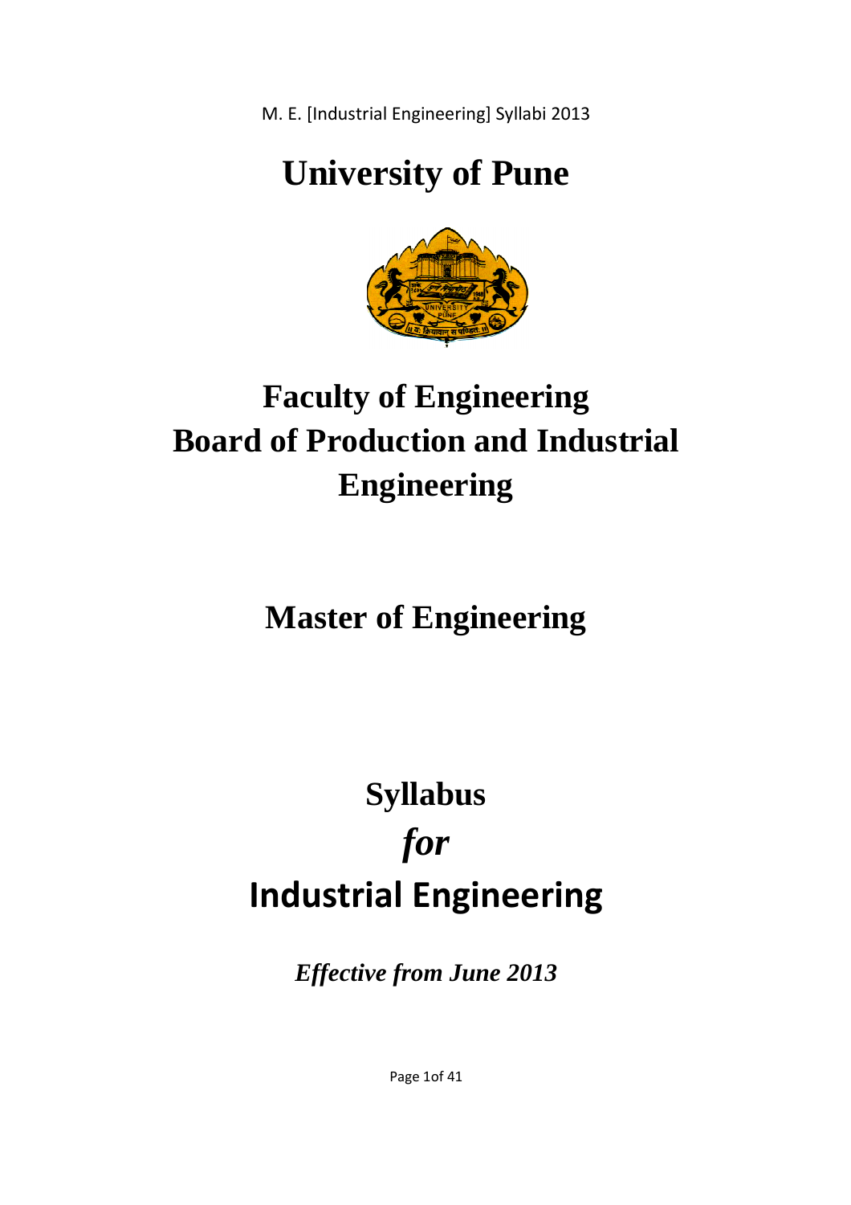# University of Pune

# Faculty of Engineering
# Board of Production and Industrial Engineering

# Master of Engineering

# Syllabus
# *for*
# Industrial Engineering

***Effective from June 2013***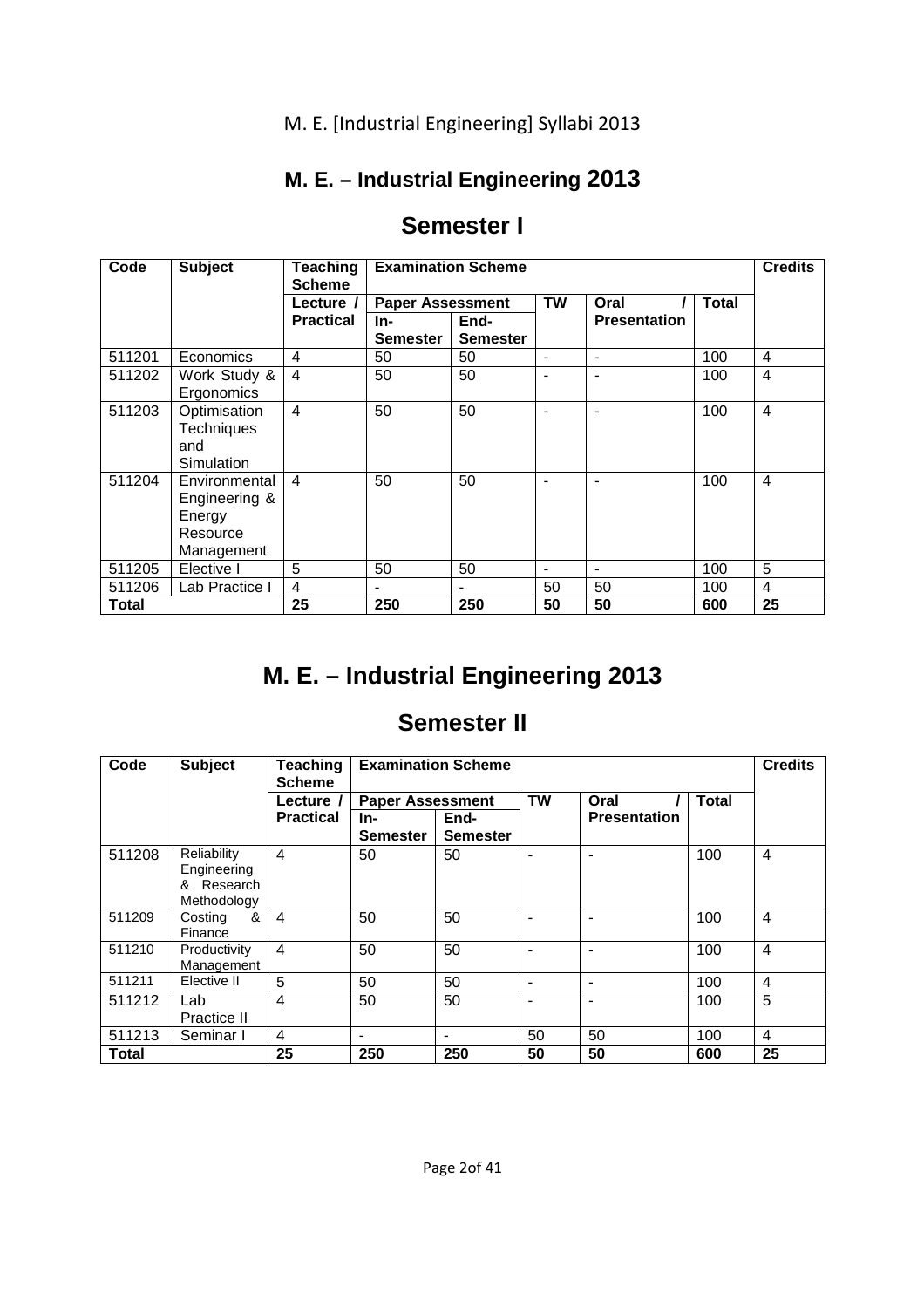# M. E. – Industrial Engineering 2013

## Semester I

| Code | Subject | Teaching Scheme | Examination Scheme | | | | | Credits |
|---|---|---|---|---|---|---|---|---|
| | | Lecture / Practical | Paper Assessment | | TW | Oral / Presentation | Total | |
| | | | In-Semester | End-Semester | | | | |
| 511201 | Economics | 4 | 50 | 50 | - | - | 100 | 4 |
| 511202 | Work Study & Ergonomics | 4 | 50 | 50 | - | - | 100 | 4 |
| 511203 | Optimisation Techniques and Simulation | 4 | 50 | 50 | - | - | 100 | 4 |
| 511204 | Environmental Engineering & Energy Resource Management | 4 | 50 | 50 | - | - | 100 | 4 |
| 511205 | Elective I | 5 | 50 | 50 | - | - | 100 | 5 |
| 511206 | Lab Practice I | 4 | - | - | 50 | 50 | 100 | 4 |
| **Total** | | **25** | **250** | **250** | **50** | **50** | **600** | **25** |

# M. E. – Industrial Engineering 2013

## Semester II

| Code | Subject | Teaching Scheme | Examination Scheme | | | | | Credits |
|---|---|---|---|---|---|---|---|---|
| | | Lecture / Practical | Paper Assessment | | TW | Oral / Presentation | Total | |
| | | | In-Semester | End-Semester | | | | |
| 511208 | Reliability Engineering & Research Methodology | 4 | 50 | 50 | - | - | 100 | 4 |
| 511209 | Costing & Finance | 4 | 50 | 50 | - | - | 100 | 4 |
| 511210 | Productivity Management | 4 | 50 | 50 | - | - | 100 | 4 |
| 511211 | Elective II | 5 | 50 | 50 | - | - | 100 | 4 |
| 511212 | Lab Practice II | 4 | 50 | 50 | - | - | 100 | 5 |
| 511213 | Seminar I | 4 | - | - | 50 | 50 | 100 | 4 |
| **Total** | | **25** | **250** | **250** | **50** | **50** | **600** | **25** |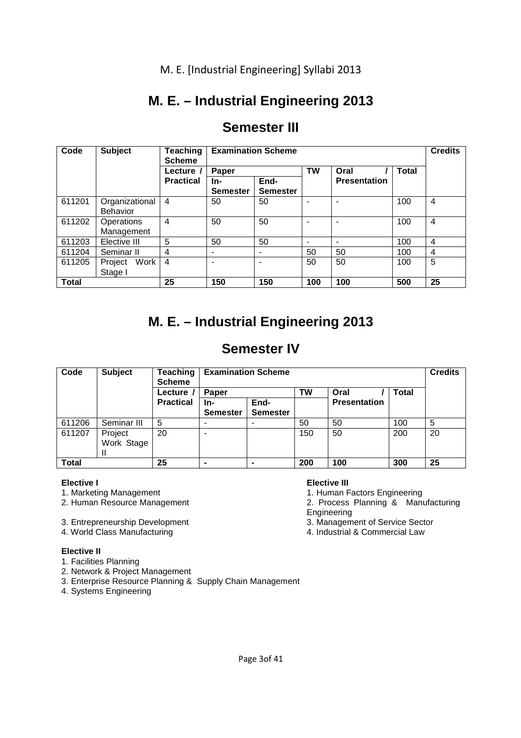# M. E. – Industrial Engineering 2013

## Semester III

| Code | Subject | Teaching Scheme | Examination Scheme | | | | | Credits |
|---|---|---|---|---|---|---|---|---|
| | | Lecture / Practical | Paper | | TW | Oral / Presentation | Total | |
| | | | In-Semester | End-Semester | | | | |
| 611201 | Organizational Behavior | 4 | 50 | 50 | - | - | 100 | 4 |
| 611202 | Operations Management | 4 | 50 | 50 | - | - | 100 | 4 |
| 611203 | Elective III | 5 | 50 | 50 | - | - | 100 | 4 |
| 611204 | Seminar II | 4 | - | - | 50 | 50 | 100 | 4 |
| 611205 | Project Work Stage I | 4 | - | - | 50 | 50 | 100 | 5 |
| **Total** | | **25** | **150** | **150** | **100** | **100** | **500** | **25** |

# M. E. – Industrial Engineering 2013

## Semester IV

| Code | Subject | Teaching Scheme | Examination Scheme | | | | | Credits |
|---|---|---|---|---|---|---|---|---|
| | | Lecture / Practical | Paper | | TW | Oral / Presentation | Total | |
| | | | In-Semester | End-Semester | | | | |
| 611206 | Seminar III | 5 | - | - | 50 | 50 | 100 | 5 |
| 611207 | Project Work Stage II | 20 | - | | 150 | 50 | 200 | 20 |
| **Total** | | **25** | **-** | **-** | **200** | **100** | **300** | **25** |

**Elective I**

1. Marketing Management
2. Human Resource Management
3. Entrepreneurship Development
4. World Class Manufacturing

**Elective II**

1. Facilities Planning
2. Network & Project Management
3. Enterprise Resource Planning & Supply Chain Management
4. Systems Engineering

**Elective III**

1. Human Factors Engineering
2. Process Planning & Manufacturing Engineering
3. Management of Service Sector
4. Industrial & Commercial Law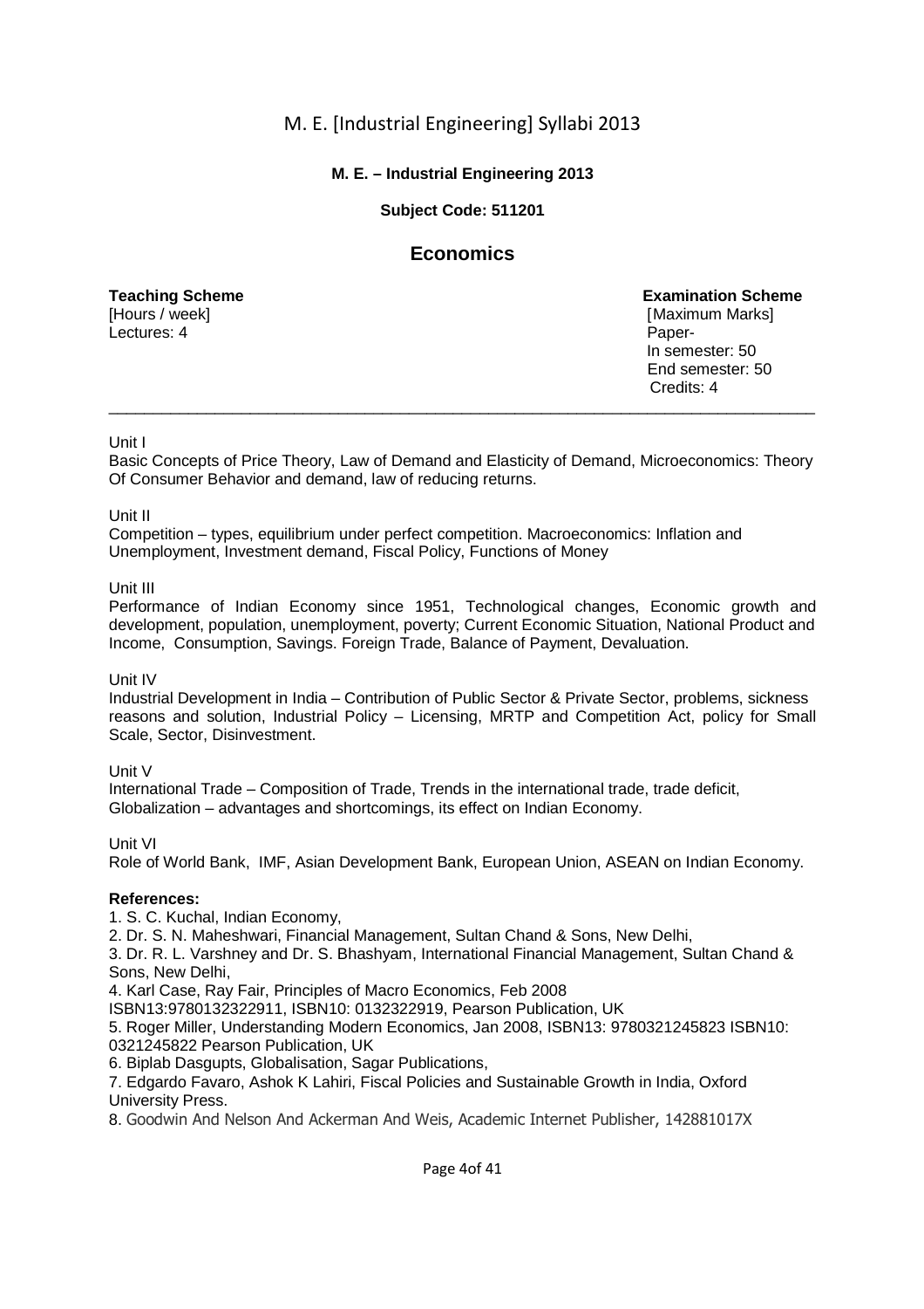**M. E. – Industrial Engineering 2013**

**Subject Code: 511201**

## Economics

| **Teaching Scheme** | **Examination Scheme** |
|---|---|
| [Hours / week] | [Maximum Marks] |
| Lectures: 4 | Paper- |
| | In semester: 50 |
| | End semester: 50 |
| | Credits: 4 |

---

Unit I

Basic Concepts of Price Theory, Law of Demand and Elasticity of Demand, Microeconomics: Theory Of Consumer Behavior and demand, law of reducing returns.

Unit II

Competition – types, equilibrium under perfect competition. Macroeconomics: Inflation and Unemployment, Investment demand, Fiscal Policy, Functions of Money

Unit III

Performance of Indian Economy since 1951, Technological changes, Economic growth and development, population, unemployment, poverty; Current Economic Situation, National Product and Income, Consumption, Savings. Foreign Trade, Balance of Payment, Devaluation.

Unit IV

Industrial Development in India – Contribution of Public Sector & Private Sector, problems, sickness reasons and solution, Industrial Policy – Licensing, MRTP and Competition Act, policy for Small Scale, Sector, Disinvestment.

Unit V

International Trade – Composition of Trade, Trends in the international trade, trade deficit, Globalization – advantages and shortcomings, its effect on Indian Economy.

Unit VI

Role of World Bank, IMF, Asian Development Bank, European Union, ASEAN on Indian Economy.

**References:**

1. S. C. Kuchal, Indian Economy,
2. Dr. S. N. Maheshwari, Financial Management, Sultan Chand & Sons, New Delhi,
3. Dr. R. L. Varshney and Dr. S. Bhashyam, International Financial Management, Sultan Chand & Sons, New Delhi,
4. Karl Case, Ray Fair, Principles of Macro Economics, Feb 2008 ISBN13:9780132322911, ISBN10: 0132322919, Pearson Publication, UK
5. Roger Miller, Understanding Modern Economics, Jan 2008, ISBN13: 9780321245823 ISBN10: 0321245822 Pearson Publication, UK
6. Biplab Dasgupts, Globalisation, Sagar Publications,
7. Edgardo Favaro, Ashok K Lahiri, Fiscal Policies and Sustainable Growth in India, Oxford University Press.
8. Goodwin And Nelson And Ackerman And Weis, Academic Internet Publisher, 142881017X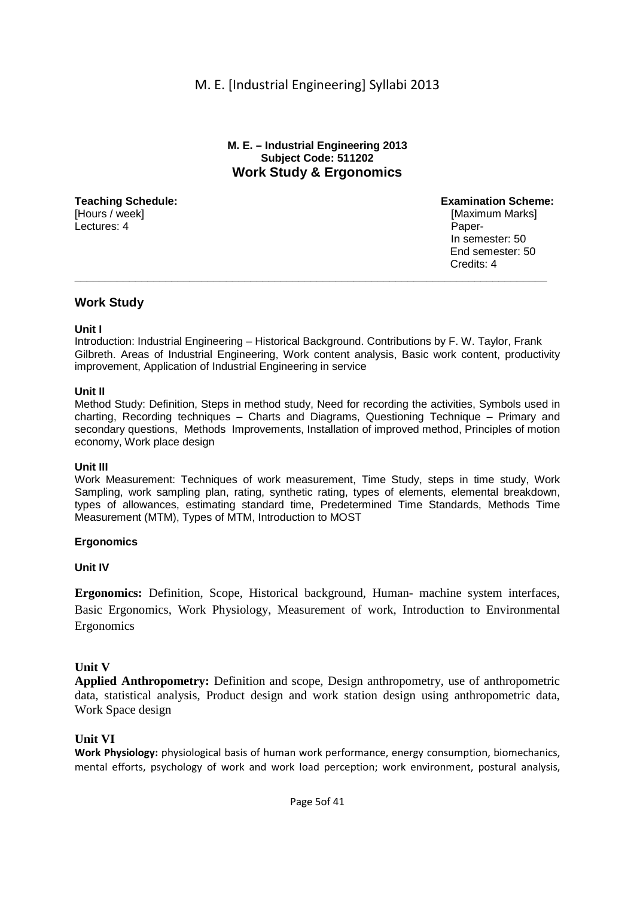**M. E. – Industrial Engineering 2013**
**Subject Code: 511202**

# Work Study & Ergonomics

| **Teaching Schedule:** | **Examination Scheme:** |
|---|---|
| [Hours / week] | [Maximum Marks] |
| Lectures: 4 | Paper- |
| | In semester: 50 |
| | End semester: 50 |
| | Credits: 4 |

---

## Work Study

**Unit I**

Introduction: Industrial Engineering – Historical Background. Contributions by F. W. Taylor, Frank Gilbreth. Areas of Industrial Engineering, Work content analysis, Basic work content, productivity improvement, Application of Industrial Engineering in service

**Unit II**

Method Study: Definition, Steps in method study, Need for recording the activities, Symbols used in charting, Recording techniques – Charts and Diagrams, Questioning Technique – Primary and secondary questions, Methods Improvements, Installation of improved method, Principles of motion economy, Work place design

**Unit III**

Work Measurement: Techniques of work measurement, Time Study, steps in time study, Work Sampling, work sampling plan, rating, synthetic rating, types of elements, elemental breakdown, types of allowances, estimating standard time, Predetermined Time Standards, Methods Time Measurement (MTM), Types of MTM, Introduction to MOST

**Ergonomics**

**Unit IV**

**Ergonomics:** Definition, Scope, Historical background, Human- machine system interfaces, Basic Ergonomics, Work Physiology, Measurement of work, Introduction to Environmental Ergonomics

**Unit V**

**Applied Anthropometry:** Definition and scope, Design anthropometry, use of anthropometric data, statistical analysis, Product design and work station design using anthropometric data, Work Space design

**Unit VI**

**Work Physiology:** physiological basis of human work performance, energy consumption, biomechanics, mental efforts, psychology of work and work load perception; work environment, postural analysis,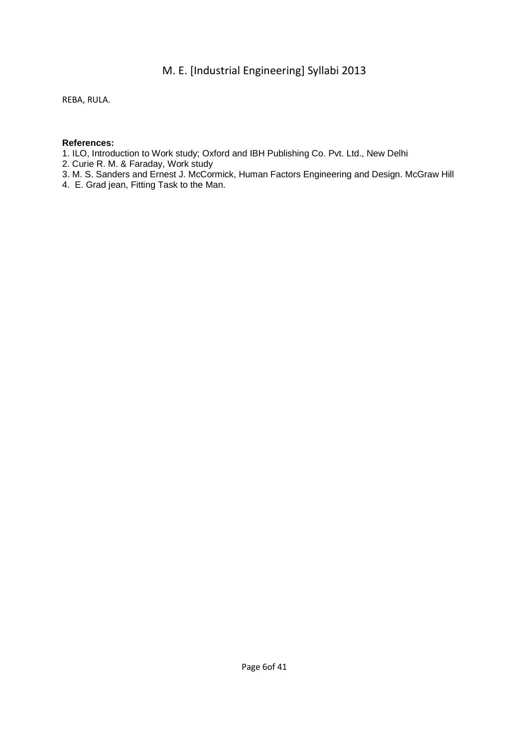REBA, RULA.

**References:**

1. ILO, Introduction to Work study; Oxford and IBH Publishing Co. Pvt. Ltd., New Delhi
2. Curie R. M. & Faraday, Work study
3. M. S. Sanders and Ernest J. McCormick, Human Factors Engineering and Design. McGraw Hill
4. E. Grad jean, Fitting Task to the Man.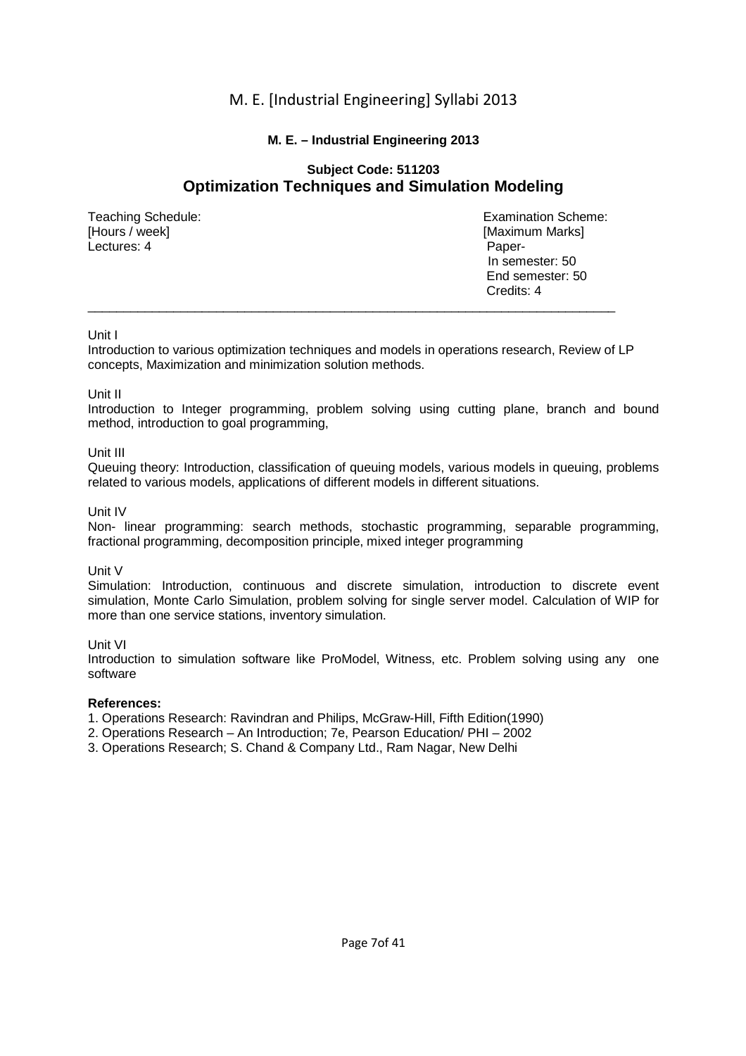**M. E. – Industrial Engineering 2013**

**Subject Code: 511203**

## Optimization Techniques and Simulation Modeling

| Teaching Schedule: [Hours / week] | Examination Scheme: [Maximum Marks] |
|---|---|
| Lectures: 4 | Paper- |
| | In semester: 50 |
| | End semester: 50 |
| | Credits: 4 |

---

Unit I

Introduction to various optimization techniques and models in operations research, Review of LP concepts, Maximization and minimization solution methods.

Unit II

Introduction to Integer programming, problem solving using cutting plane, branch and bound method, introduction to goal programming,

Unit III

Queuing theory: Introduction, classification of queuing models, various models in queuing, problems related to various models, applications of different models in different situations.

Unit IV

Non- linear programming: search methods, stochastic programming, separable programming, fractional programming, decomposition principle, mixed integer programming

Unit V

Simulation: Introduction, continuous and discrete simulation, introduction to discrete event simulation, Monte Carlo Simulation, problem solving for single server model. Calculation of WIP for more than one service stations, inventory simulation.

Unit VI

Introduction to simulation software like ProModel, Witness, etc. Problem solving using any one software

**References:**

1. Operations Research: Ravindran and Philips, McGraw-Hill, Fifth Edition(1990)
2. Operations Research – An Introduction; 7e, Pearson Education/ PHI – 2002
3. Operations Research; S. Chand & Company Ltd., Ram Nagar, New Delhi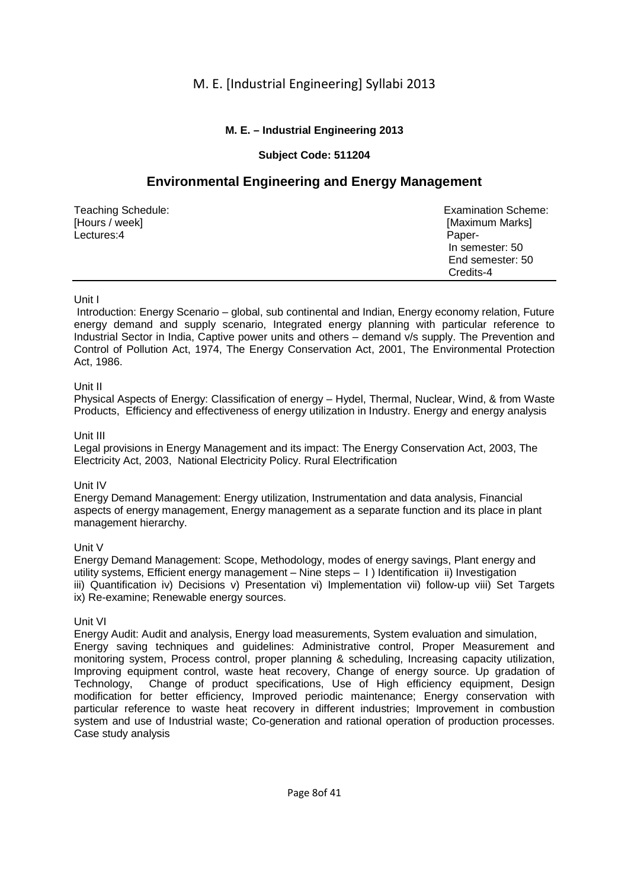**M. E. – Industrial Engineering 2013**

**Subject Code: 511204**

## Environmental Engineering and Energy Management

| Teaching Schedule: [Hours / week] | Examination Scheme: [Maximum Marks] |
|---|---|
| Lectures:4 | Paper-<br>In semester: 50<br>End semester: 50<br>Credits-4 |

Unit I

Introduction: Energy Scenario – global, sub continental and Indian, Energy economy relation, Future energy demand and supply scenario, Integrated energy planning with particular reference to Industrial Sector in India, Captive power units and others – demand v/s supply. The Prevention and Control of Pollution Act, 1974, The Energy Conservation Act, 2001, The Environmental Protection Act, 1986.

Unit II

Physical Aspects of Energy: Classification of energy – Hydel, Thermal, Nuclear, Wind, & from Waste Products, Efficiency and effectiveness of energy utilization in Industry. Energy and energy analysis

Unit III

Legal provisions in Energy Management and its impact: The Energy Conservation Act, 2003, The Electricity Act, 2003, National Electricity Policy. Rural Electrification

Unit IV

Energy Demand Management: Energy utilization, Instrumentation and data analysis, Financial aspects of energy management, Energy management as a separate function and its place in plant management hierarchy.

Unit V

Energy Demand Management: Scope, Methodology, modes of energy savings, Plant energy and utility systems, Efficient energy management – Nine steps – I ) Identification ii) Investigation iii) Quantification iv) Decisions v) Presentation vi) Implementation vii) follow-up viii) Set Targets ix) Re-examine; Renewable energy sources.

Unit VI

Energy Audit: Audit and analysis, Energy load measurements, System evaluation and simulation, Energy saving techniques and guidelines: Administrative control, Proper Measurement and monitoring system, Process control, proper planning & scheduling, Increasing capacity utilization, Improving equipment control, waste heat recovery, Change of energy source. Up gradation of Technology, Change of product specifications, Use of High efficiency equipment, Design modification for better efficiency, Improved periodic maintenance; Energy conservation with particular reference to waste heat recovery in different industries; Improvement in combustion system and use of Industrial waste; Co-generation and rational operation of production processes. Case study analysis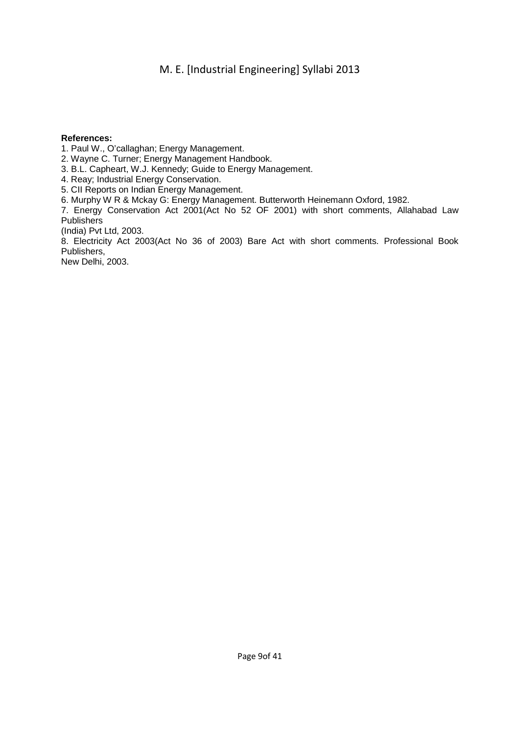**References:**

1. Paul W., O'callaghan; Energy Management.
2. Wayne C. Turner; Energy Management Handbook.
3. B.L. Capheart, W.J. Kennedy; Guide to Energy Management.
4. Reay; Industrial Energy Conservation.
5. CII Reports on Indian Energy Management.
6. Murphy W R & Mckay G: Energy Management. Butterworth Heinemann Oxford, 1982.
7. Energy Conservation Act 2001(Act No 52 OF 2001) with short comments, Allahabad Law Publishers (India) Pvt Ltd, 2003.
8. Electricity Act 2003(Act No 36 of 2003) Bare Act with short comments. Professional Book Publishers, New Delhi, 2003.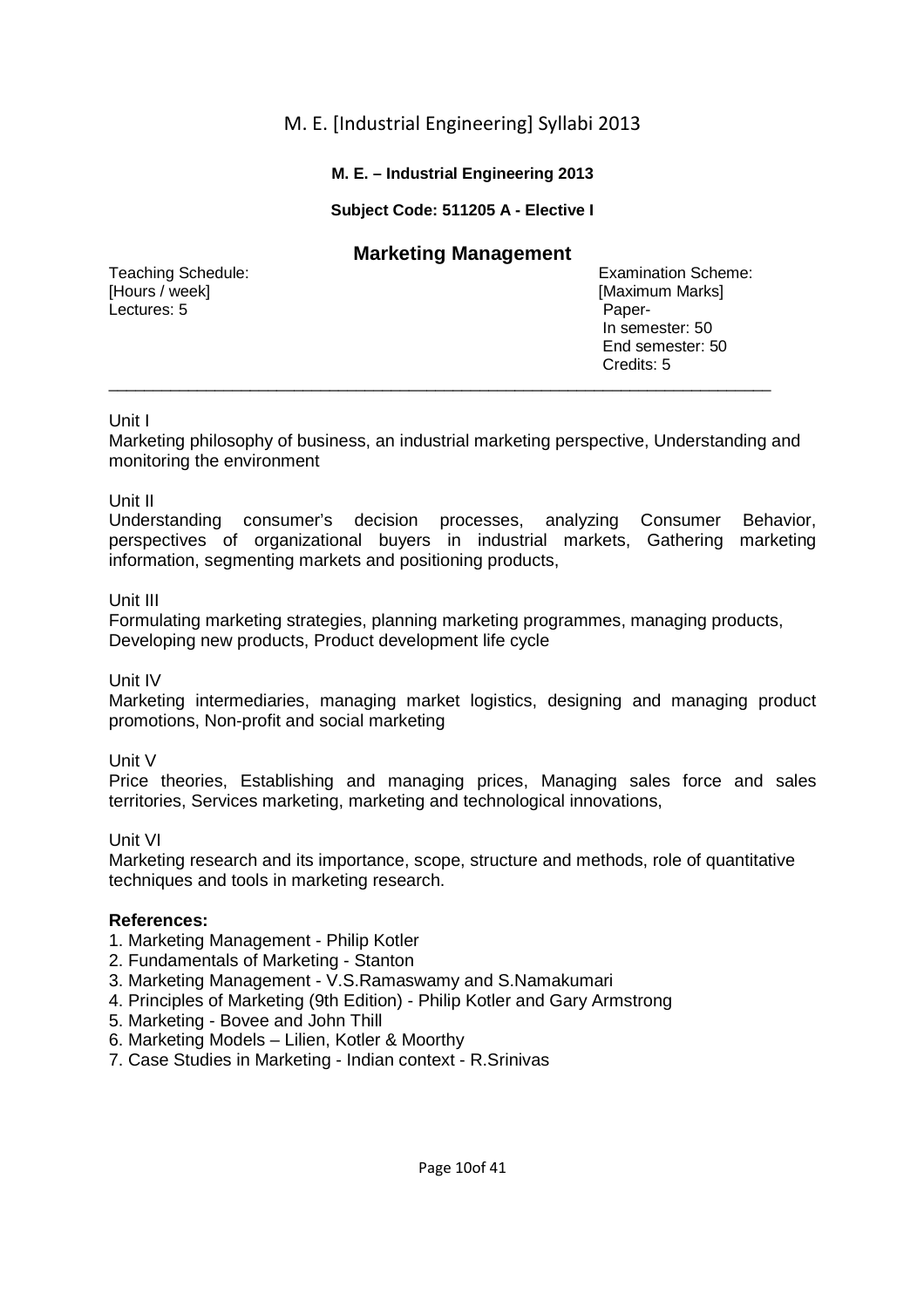**M. E. – Industrial Engineering 2013**

**Subject Code: 511205 A - Elective I**

## Marketing Management

| Teaching Schedule: [Hours / week] | Examination Scheme: [Maximum Marks] |
|---|---|
| Lectures: 5 | Paper- |
| | In semester: 50 |
| | End semester: 50 |
| | Credits: 5 |

---

Unit I

Marketing philosophy of business, an industrial marketing perspective, Understanding and monitoring the environment

Unit II

Understanding consumer's decision processes, analyzing Consumer Behavior, perspectives of organizational buyers in industrial markets, Gathering marketing information, segmenting markets and positioning products,

Unit III

Formulating marketing strategies, planning marketing programmes, managing products, Developing new products, Product development life cycle

Unit IV

Marketing intermediaries, managing market logistics, designing and managing product promotions, Non-profit and social marketing

Unit V

Price theories, Establishing and managing prices, Managing sales force and sales territories, Services marketing, marketing and technological innovations,

Unit VI

Marketing research and its importance, scope, structure and methods, role of quantitative techniques and tools in marketing research.

**References:**

1. Marketing Management - Philip Kotler
2. Fundamentals of Marketing - Stanton
3. Marketing Management - V.S.Ramaswamy and S.Namakumari
4. Principles of Marketing (9th Edition) - Philip Kotler and Gary Armstrong
5. Marketing - Bovee and John Thill
6. Marketing Models – Lilien, Kotler & Moorthy
7. Case Studies in Marketing - Indian context - R.Srinivas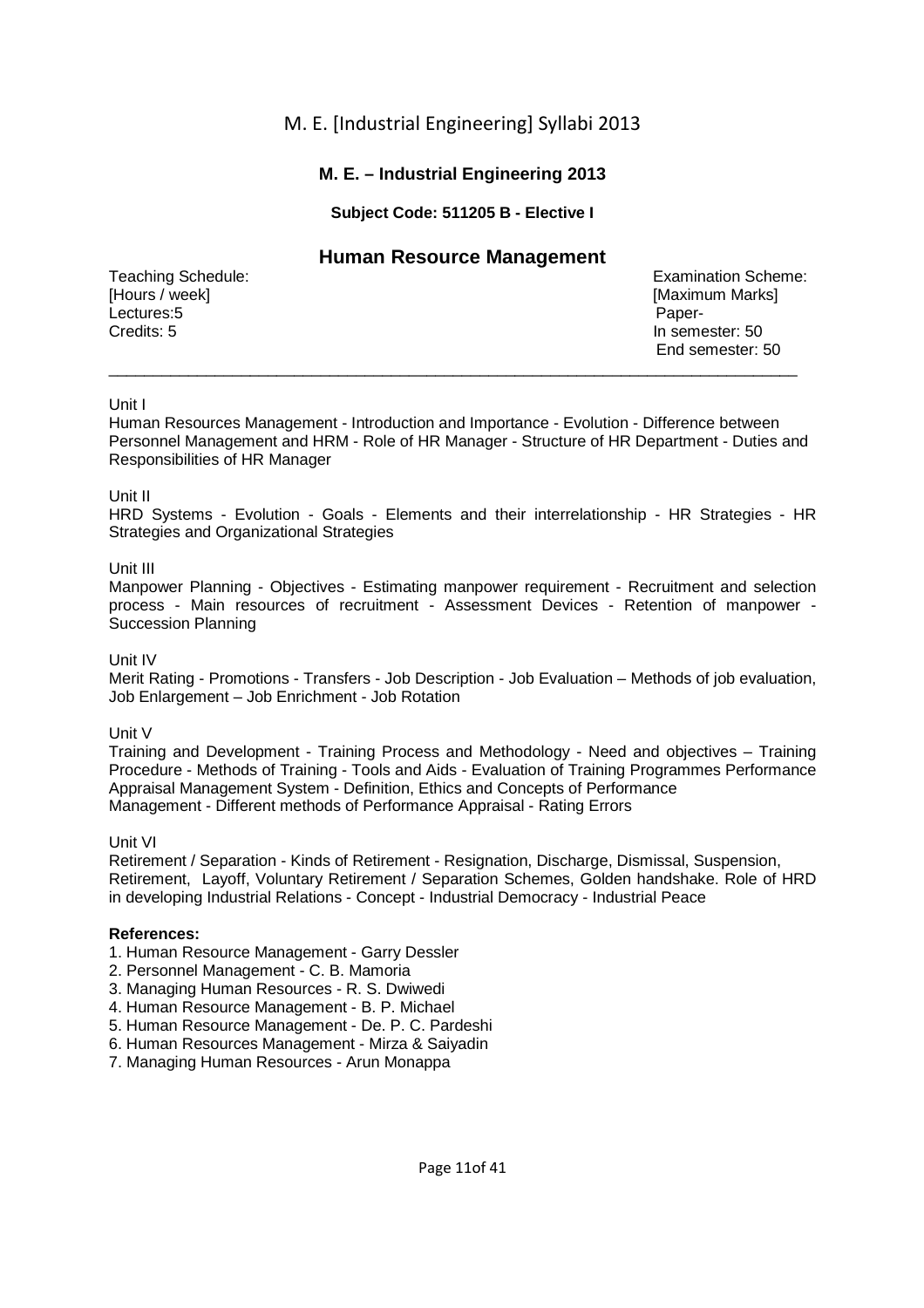## M. E. – Industrial Engineering 2013

**Subject Code: 511205 B - Elective I**

# Human Resource Management

| Teaching Schedule: [Hours / week] | Examination Scheme: [Maximum Marks] |
|---|---|
| Lectures:5 | Paper- |
| Credits: 5 | In semester: 50 |
| | End semester: 50 |

---

Unit I

Human Resources Management - Introduction and Importance - Evolution - Difference between Personnel Management and HRM - Role of HR Manager - Structure of HR Department - Duties and Responsibilities of HR Manager

Unit II

HRD Systems - Evolution - Goals - Elements and their interrelationship - HR Strategies - HR Strategies and Organizational Strategies

Unit III

Manpower Planning - Objectives - Estimating manpower requirement - Recruitment and selection process - Main resources of recruitment - Assessment Devices - Retention of manpower - Succession Planning

Unit IV

Merit Rating - Promotions - Transfers - Job Description - Job Evaluation – Methods of job evaluation, Job Enlargement – Job Enrichment - Job Rotation

Unit V

Training and Development - Training Process and Methodology - Need and objectives – Training Procedure - Methods of Training - Tools and Aids - Evaluation of Training Programmes Performance Appraisal Management System - Definition, Ethics and Concepts of Performance Management - Different methods of Performance Appraisal - Rating Errors

Unit VI

Retirement / Separation - Kinds of Retirement - Resignation, Discharge, Dismissal, Suspension, Retirement, Layoff, Voluntary Retirement / Separation Schemes, Golden handshake. Role of HRD in developing Industrial Relations - Concept - Industrial Democracy - Industrial Peace

**References:**

1. Human Resource Management - Garry Dessler
2. Personnel Management - C. B. Mamoria
3. Managing Human Resources - R. S. Dwiwedi
4. Human Resource Management - B. P. Michael
5. Human Resource Management - De. P. C. Pardeshi
6. Human Resources Management - Mirza & Saiyadin
7. Managing Human Resources - Arun Monappa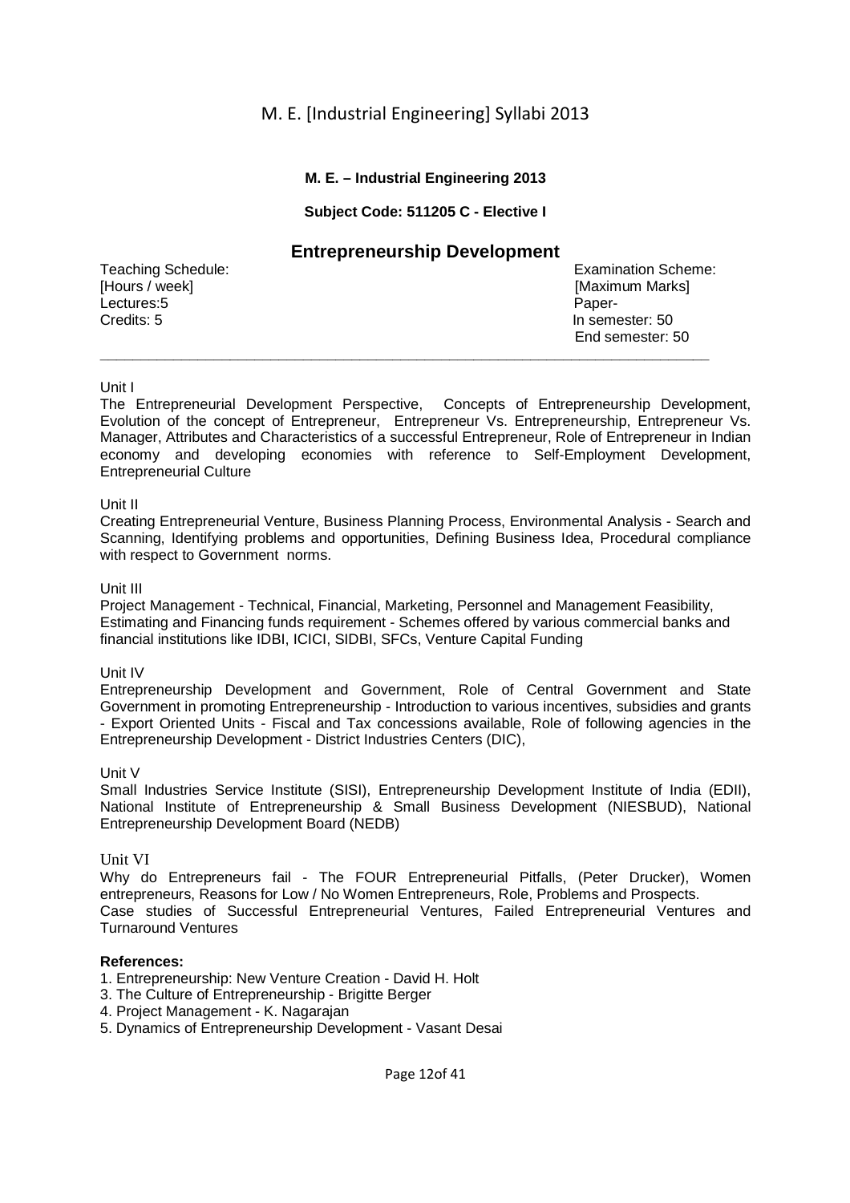**M. E. – Industrial Engineering 2013**

**Subject Code: 511205 C - Elective I**

## Entrepreneurship Development

| Teaching Schedule: [Hours / week] | Examination Scheme: [Maximum Marks] |
|---|---|
| Lectures:5 | Paper- |
| Credits: 5 | In semester: 50 |
| | End semester: 50 |

Unit I

The Entrepreneurial Development Perspective, Concepts of Entrepreneurship Development, Evolution of the concept of Entrepreneur, Entrepreneur Vs. Entrepreneurship, Entrepreneur Vs. Manager, Attributes and Characteristics of a successful Entrepreneur, Role of Entrepreneur in Indian economy and developing economies with reference to Self-Employment Development, Entrepreneurial Culture

Unit II

Creating Entrepreneurial Venture, Business Planning Process, Environmental Analysis - Search and Scanning, Identifying problems and opportunities, Defining Business Idea, Procedural compliance with respect to Government norms.

Unit III

Project Management - Technical, Financial, Marketing, Personnel and Management Feasibility, Estimating and Financing funds requirement - Schemes offered by various commercial banks and financial institutions like IDBI, ICICI, SIDBI, SFCs, Venture Capital Funding

Unit IV

Entrepreneurship Development and Government, Role of Central Government and State Government in promoting Entrepreneurship - Introduction to various incentives, subsidies and grants - Export Oriented Units - Fiscal and Tax concessions available, Role of following agencies in the Entrepreneurship Development - District Industries Centers (DIC),

Unit V

Small Industries Service Institute (SISI), Entrepreneurship Development Institute of India (EDII), National Institute of Entrepreneurship & Small Business Development (NIESBUD), National Entrepreneurship Development Board (NEDB)

Unit VI

Why do Entrepreneurs fail - The FOUR Entrepreneurial Pitfalls, (Peter Drucker), Women entrepreneurs, Reasons for Low / No Women Entrepreneurs, Role, Problems and Prospects.
Case studies of Successful Entrepreneurial Ventures, Failed Entrepreneurial Ventures and Turnaround Ventures

**References:**

1. Entrepreneurship: New Venture Creation - David H. Holt
3. The Culture of Entrepreneurship - Brigitte Berger
4. Project Management - K. Nagarajan
5. Dynamics of Entrepreneurship Development - Vasant Desai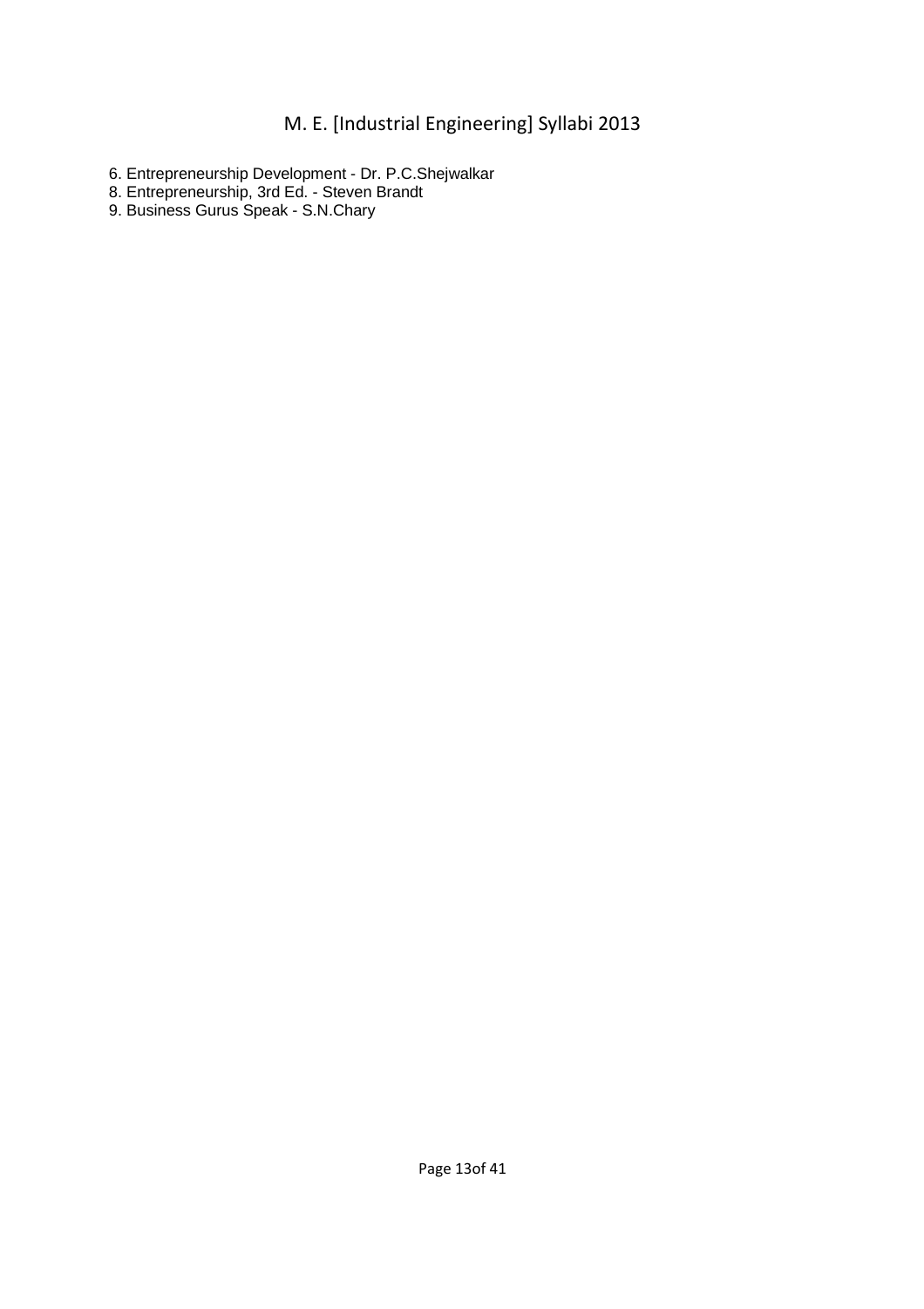6. Entrepreneurship Development - Dr. P.C.Shejwalkar
8. Entrepreneurship, 3rd Ed. - Steven Brandt
9. Business Gurus Speak - S.N.Chary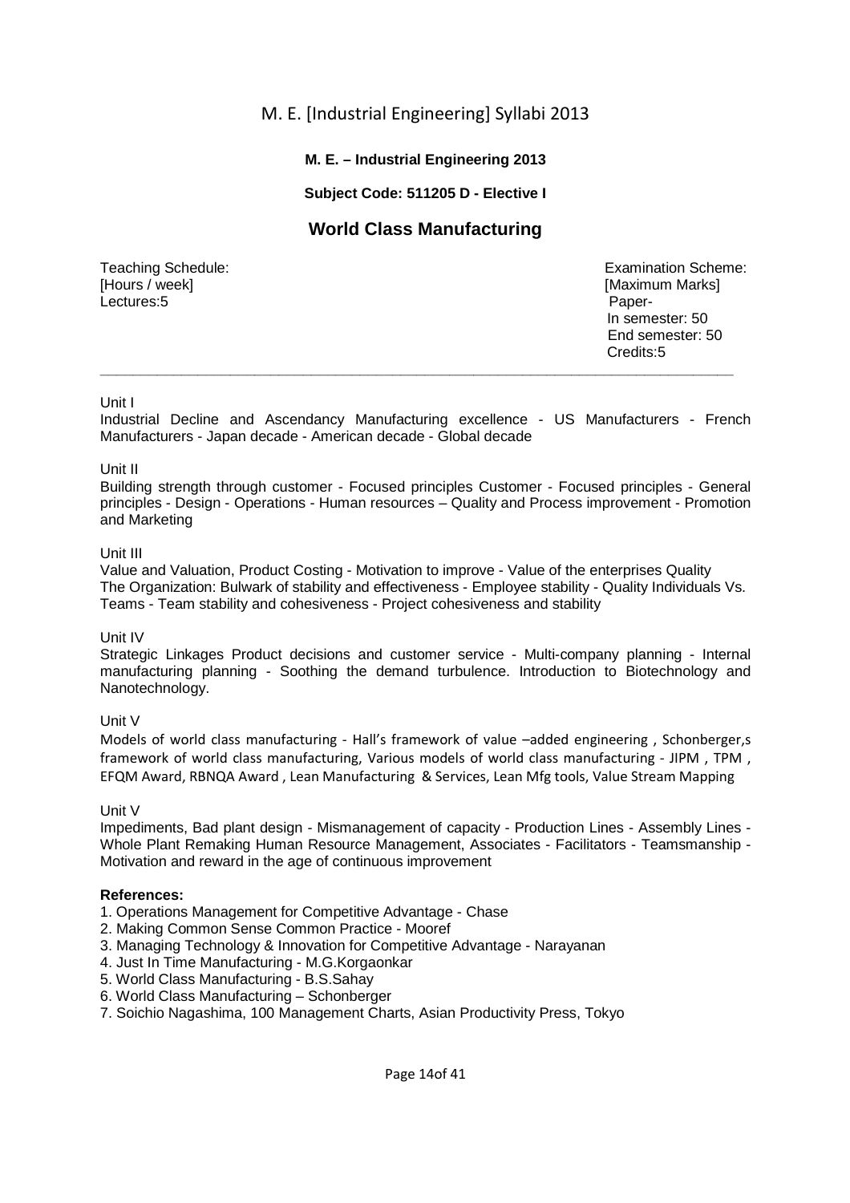**M. E. – Industrial Engineering 2013**

**Subject Code: 511205 D - Elective I**

## World Class Manufacturing

| Teaching Schedule: [Hours / week] | Examination Scheme: [Maximum Marks] |
|---|---|
| Lectures:5 | Paper- |
| | In semester: 50 |
| | End semester: 50 |
| | Credits:5 |

---

Unit I

Industrial Decline and Ascendancy Manufacturing excellence - US Manufacturers - French Manufacturers - Japan decade - American decade - Global decade

Unit II

Building strength through customer - Focused principles Customer - Focused principles - General principles - Design - Operations - Human resources – Quality and Process improvement - Promotion and Marketing

Unit III

Value and Valuation, Product Costing - Motivation to improve - Value of the enterprises Quality
The Organization: Bulwark of stability and effectiveness - Employee stability - Quality Individuals Vs. Teams - Team stability and cohesiveness - Project cohesiveness and stability

Unit IV

Strategic Linkages Product decisions and customer service - Multi-company planning - Internal manufacturing planning - Soothing the demand turbulence. Introduction to Biotechnology and Nanotechnology.

Unit V

Models of world class manufacturing - Hall's framework of value –added engineering , Schonberger,s framework of world class manufacturing, Various models of world class manufacturing - JIPM , TPM , EFQM Award, RBNQA Award , Lean Manufacturing & Services, Lean Mfg tools, Value Stream Mapping

Unit V

Impediments, Bad plant design - Mismanagement of capacity - Production Lines - Assembly Lines - Whole Plant Remaking Human Resource Management, Associates - Facilitators - Teamsmanship - Motivation and reward in the age of continuous improvement

**References:**

1. Operations Management for Competitive Advantage - Chase
2. Making Common Sense Common Practice - Mooref
3. Managing Technology & Innovation for Competitive Advantage - Narayanan
4. Just In Time Manufacturing - M.G.Korgaonkar
5. World Class Manufacturing - B.S.Sahay
6. World Class Manufacturing – Schonberger
7. Soichio Nagashima, 100 Management Charts, Asian Productivity Press, Tokyo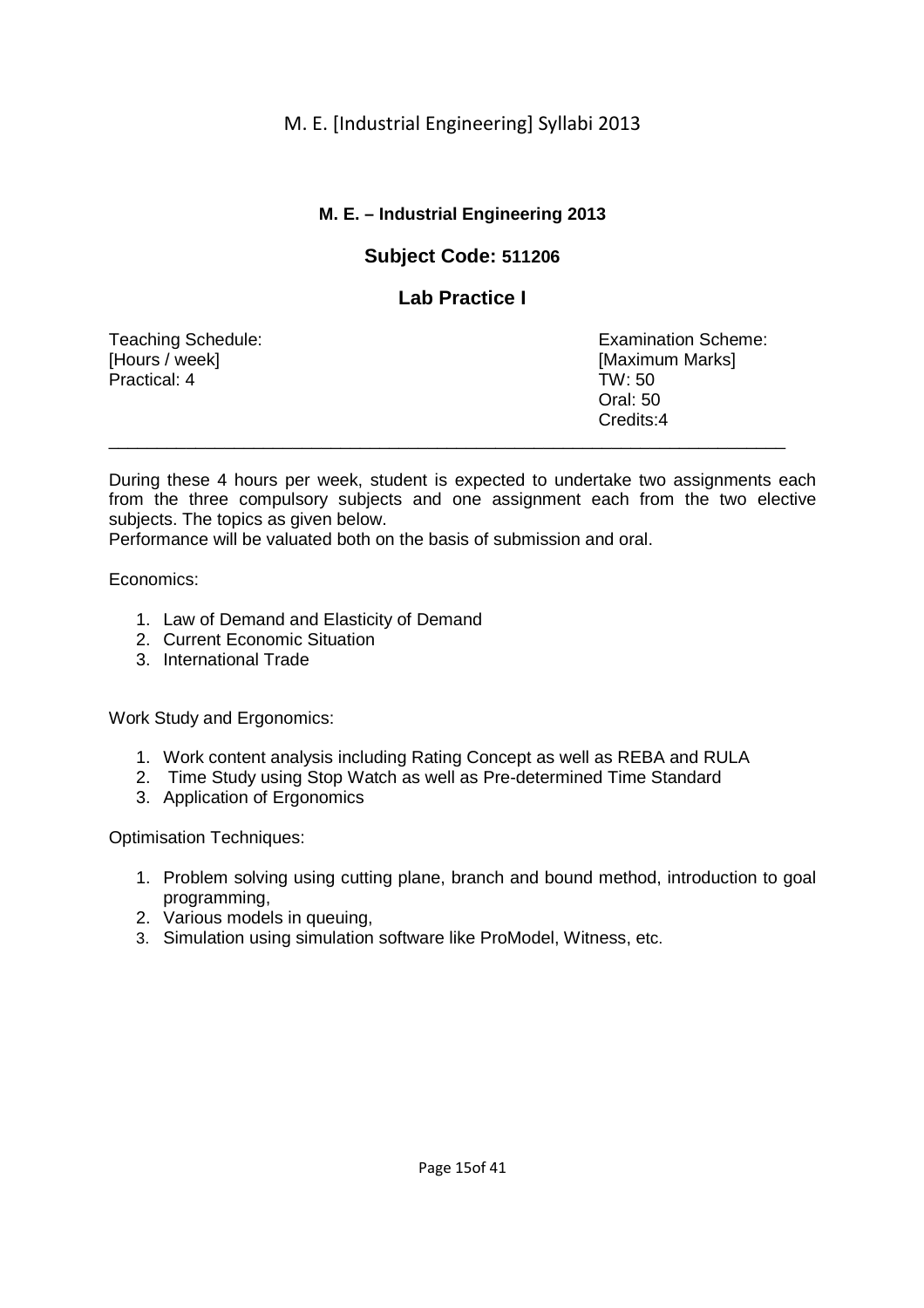## M. E. – Industrial Engineering 2013

### Subject Code: 511206

### Lab Practice I

| Teaching Schedule: | Examination Scheme: |
|---|---|
| [Hours / week] | [Maximum Marks] |
| Practical: 4 | TW: 50 |
| | Oral: 50 |
| | Credits:4 |

---

During these 4 hours per week, student is expected to undertake two assignments each from the three compulsory subjects and one assignment each from the two elective subjects. The topics as given below.

Performance will be valuated both on the basis of submission and oral.

Economics:

1. Law of Demand and Elasticity of Demand
2. Current Economic Situation
3. International Trade

Work Study and Ergonomics:

1. Work content analysis including Rating Concept as well as REBA and RULA
2. Time Study using Stop Watch as well as Pre-determined Time Standard
3. Application of Ergonomics

Optimisation Techniques:

1. Problem solving using cutting plane, branch and bound method, introduction to goal programming,
2. Various models in queuing,
3. Simulation using simulation software like ProModel, Witness, etc.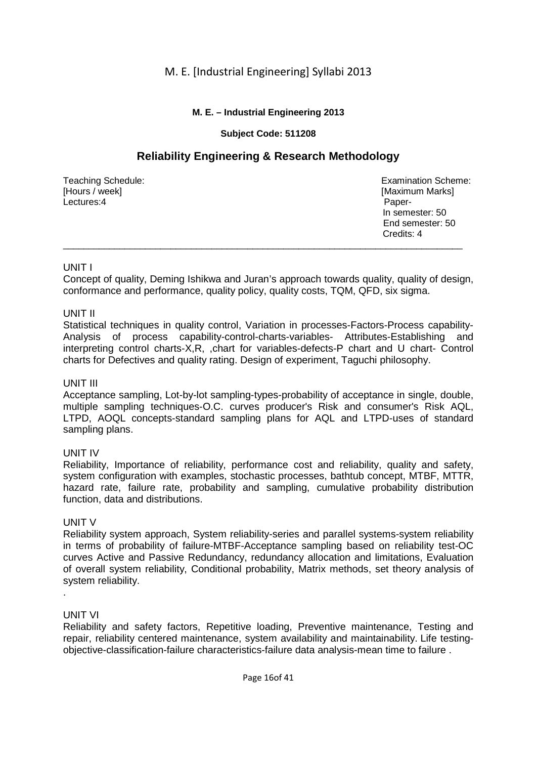**M. E. – Industrial Engineering 2013**

**Subject Code: 511208**

## Reliability Engineering & Research Methodology

| Teaching Schedule: [Hours / week] | Examination Scheme: [Maximum Marks] |
|---|---|
| Lectures:4 | Paper- In semester: 50 End semester: 50 Credits: 4 |

---

UNIT I

Concept of quality, Deming Ishikwa and Juran's approach towards quality, quality of design, conformance and performance, quality policy, quality costs, TQM, QFD, six sigma.

UNIT II

Statistical techniques in quality control, Variation in processes-Factors-Process capability-Analysis of process capability-control-charts-variables- Attributes-Establishing and interpreting control charts-X,R, ,chart for variables-defects-P chart and U chart- Control charts for Defectives and quality rating. Design of experiment, Taguchi philosophy.

UNIT III

Acceptance sampling, Lot-by-lot sampling-types-probability of acceptance in single, double, multiple sampling techniques-O.C. curves producer's Risk and consumer's Risk AQL, LTPD, AOQL concepts-standard sampling plans for AQL and LTPD-uses of standard sampling plans.

UNIT IV

Reliability, Importance of reliability, performance cost and reliability, quality and safety, system configuration with examples, stochastic processes, bathtub concept, MTBF, MTTR, hazard rate, failure rate, probability and sampling, cumulative probability distribution function, data and distributions.

UNIT V

Reliability system approach, System reliability-series and parallel systems-system reliability in terms of probability of failure-MTBF-Acceptance sampling based on reliability test-OC curves Active and Passive Redundancy, redundancy allocation and limitations, Evaluation of overall system reliability, Conditional probability, Matrix methods, set theory analysis of system reliability.

.

UNIT VI

Reliability and safety factors, Repetitive loading, Preventive maintenance, Testing and repair, reliability centered maintenance, system availability and maintainability. Life testing-objective-classification-failure characteristics-failure data analysis-mean time to failure .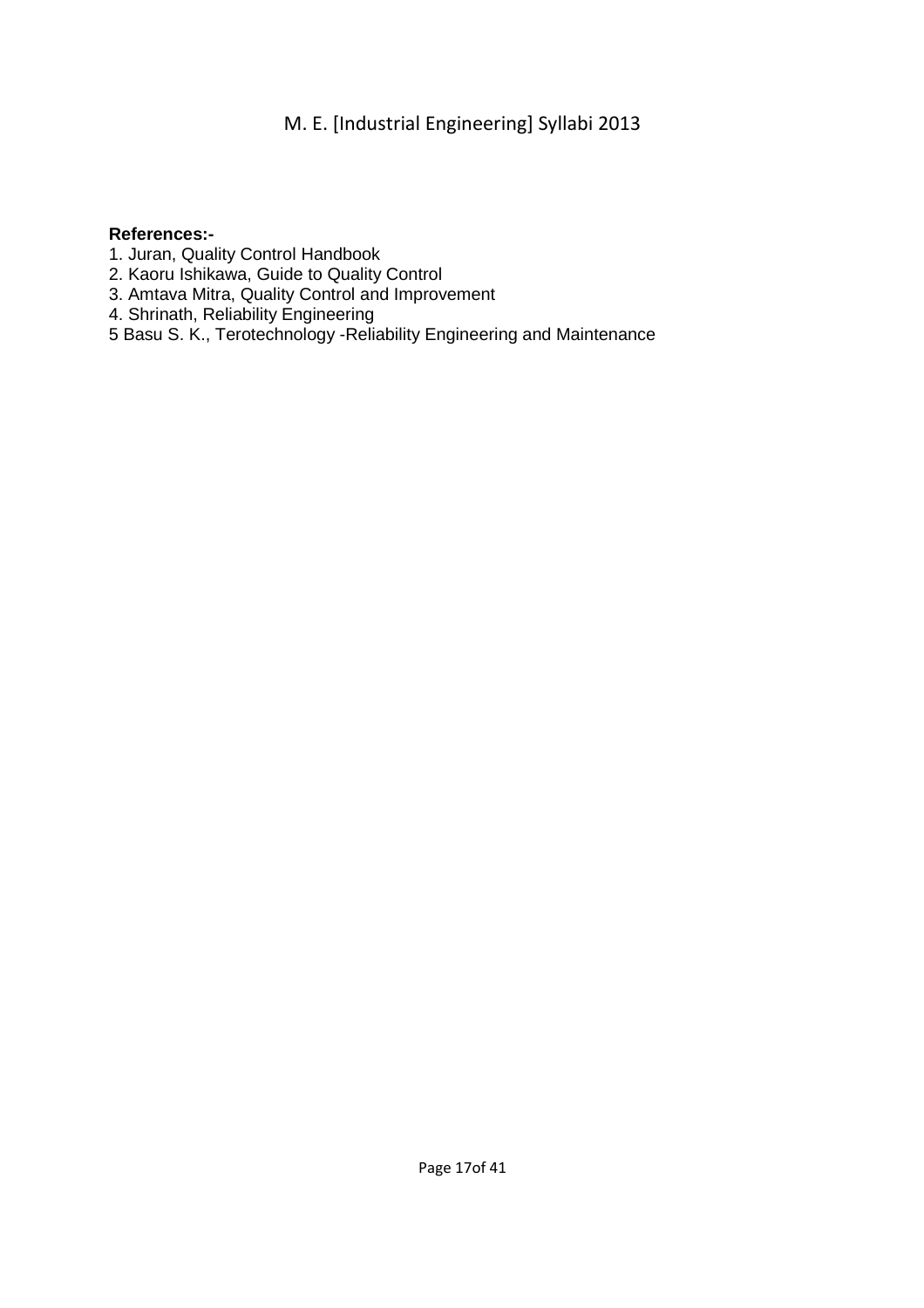**References:-**

1. Juran, Quality Control Handbook
2. Kaoru Ishikawa, Guide to Quality Control
3. Amtava Mitra, Quality Control and Improvement
4. Shrinath, Reliability Engineering

5 Basu S. K., Terotechnology -Reliability Engineering and Maintenance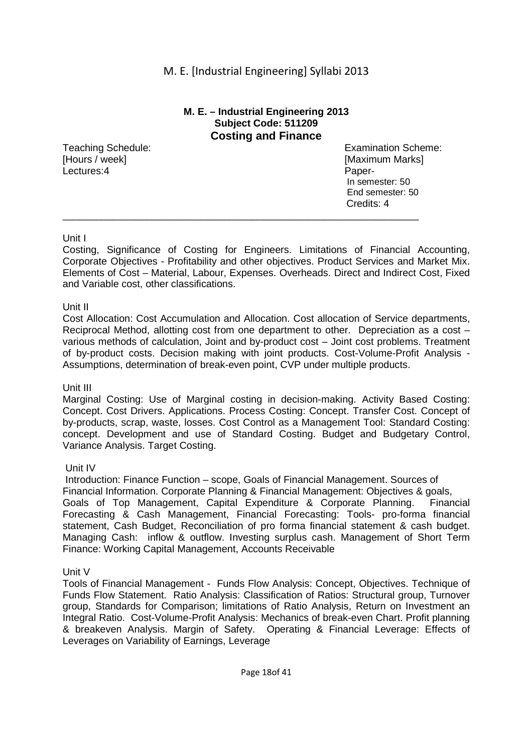**M. E. – Industrial Engineering 2013**
**Subject Code: 511209**

## Costing and Finance

| Teaching Schedule: [Hours / week] | Examination Scheme: [Maximum Marks] |
|---|---|
| Lectures:4 | Paper- |
| | In semester: 50 |
| | End semester: 50 |
| | Credits: 4 |

---

Unit I

Costing, Significance of Costing for Engineers. Limitations of Financial Accounting, Corporate Objectives - Profitability and other objectives. Product Services and Market Mix. Elements of Cost – Material, Labour, Expenses. Overheads. Direct and Indirect Cost, Fixed and Variable cost, other classifications.

Unit II

Cost Allocation: Cost Accumulation and Allocation. Cost allocation of Service departments, Reciprocal Method, allotting cost from one department to other. Depreciation as a cost – various methods of calculation, Joint and by-product cost – Joint cost problems. Treatment of by-product costs. Decision making with joint products. Cost-Volume-Profit Analysis - Assumptions, determination of break-even point, CVP under multiple products.

Unit III

Marginal Costing: Use of Marginal costing in decision-making. Activity Based Costing: Concept. Cost Drivers. Applications. Process Costing: Concept. Transfer Cost. Concept of by-products, scrap, waste, losses. Cost Control as a Management Tool: Standard Costing: concept. Development and use of Standard Costing. Budget and Budgetary Control, Variance Analysis. Target Costing.

Unit IV

Introduction: Finance Function – scope, Goals of Financial Management. Sources of Financial Information. Corporate Planning & Financial Management: Objectives & goals, Goals of Top Management, Capital Expenditure & Corporate Planning. Financial Forecasting & Cash Management, Financial Forecasting: Tools- pro-forma financial statement, Cash Budget, Reconciliation of pro forma financial statement & cash budget. Managing Cash: inflow & outflow. Investing surplus cash. Management of Short Term Finance: Working Capital Management, Accounts Receivable

Unit V

Tools of Financial Management - Funds Flow Analysis: Concept, Objectives. Technique of Funds Flow Statement. Ratio Analysis: Classification of Ratios: Structural group, Turnover group, Standards for Comparison; limitations of Ratio Analysis, Return on Investment an Integral Ratio. Cost-Volume-Profit Analysis: Mechanics of break-even Chart. Profit planning & breakeven Analysis. Margin of Safety. Operating & Financial Leverage: Effects of Leverages on Variability of Earnings, Leverage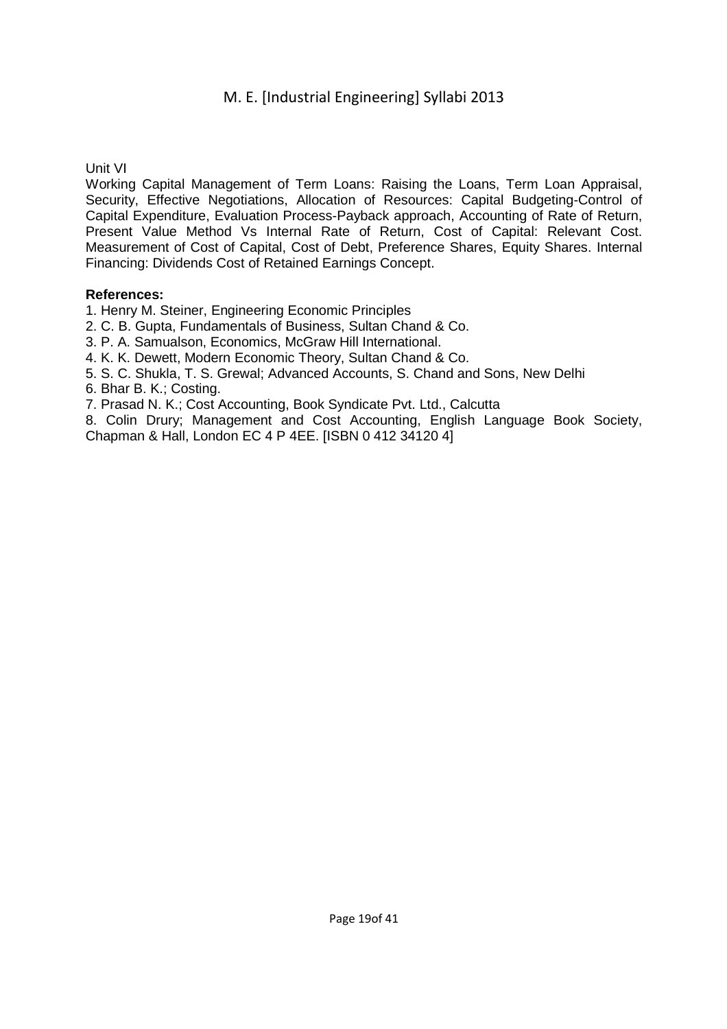Unit VI

Working Capital Management of Term Loans: Raising the Loans, Term Loan Appraisal, Security, Effective Negotiations, Allocation of Resources: Capital Budgeting-Control of Capital Expenditure, Evaluation Process-Payback approach, Accounting of Rate of Return, Present Value Method Vs Internal Rate of Return, Cost of Capital: Relevant Cost. Measurement of Cost of Capital, Cost of Debt, Preference Shares, Equity Shares. Internal Financing: Dividends Cost of Retained Earnings Concept.

**References:**

1. Henry M. Steiner, Engineering Economic Principles
2. C. B. Gupta, Fundamentals of Business, Sultan Chand & Co.
3. P. A. Samualson, Economics, McGraw Hill International.
4. K. K. Dewett, Modern Economic Theory, Sultan Chand & Co.
5. S. C. Shukla, T. S. Grewal; Advanced Accounts, S. Chand and Sons, New Delhi
6. Bhar B. K.; Costing.
7. Prasad N. K.; Cost Accounting, Book Syndicate Pvt. Ltd., Calcutta
8. Colin Drury; Management and Cost Accounting, English Language Book Society, Chapman & Hall, London EC 4 P 4EE. [ISBN 0 412 34120 4]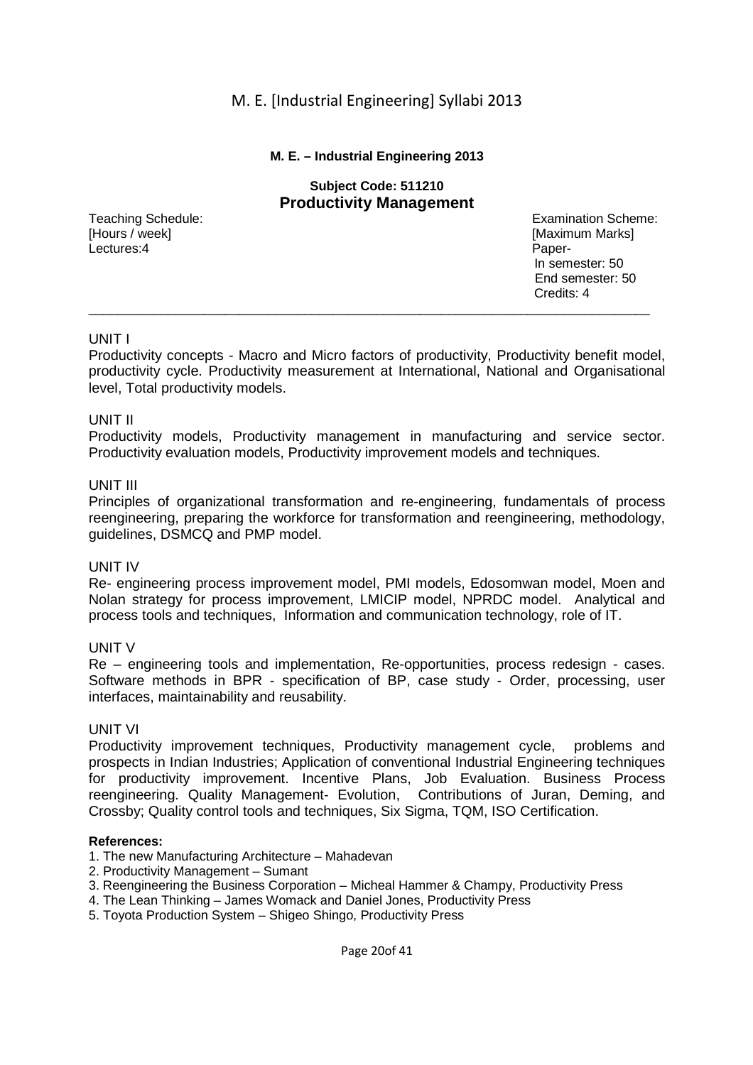**M. E. – Industrial Engineering 2013**

**Subject Code: 511210**

## Productivity Management

| Teaching Schedule: [Hours / week] | Examination Scheme: [Maximum Marks] |
|---|---|
| Lectures:4 | Paper- In semester: 50 End semester: 50 Credits: 4 |

---

UNIT I

Productivity concepts - Macro and Micro factors of productivity, Productivity benefit model, productivity cycle. Productivity measurement at International, National and Organisational level, Total productivity models.

UNIT II

Productivity models, Productivity management in manufacturing and service sector. Productivity evaluation models, Productivity improvement models and techniques.

UNIT III

Principles of organizational transformation and re-engineering, fundamentals of process reengineering, preparing the workforce for transformation and reengineering, methodology, guidelines, DSMCQ and PMP model.

UNIT IV

Re- engineering process improvement model, PMI models, Edosomwan model, Moen and Nolan strategy for process improvement, LMICIP model, NPRDC model. Analytical and process tools and techniques, Information and communication technology, role of IT.

UNIT V

Re – engineering tools and implementation, Re-opportunities, process redesign - cases. Software methods in BPR - specification of BP, case study - Order, processing, user interfaces, maintainability and reusability.

UNIT VI

Productivity improvement techniques, Productivity management cycle, problems and prospects in Indian Industries; Application of conventional Industrial Engineering techniques for productivity improvement. Incentive Plans, Job Evaluation. Business Process reengineering. Quality Management- Evolution, Contributions of Juran, Deming, and Crossby; Quality control tools and techniques, Six Sigma, TQM, ISO Certification.

**References:**

1. The new Manufacturing Architecture – Mahadevan
2. Productivity Management – Sumant
3. Reengineering the Business Corporation – Micheal Hammer & Champy, Productivity Press
4. The Lean Thinking – James Womack and Daniel Jones, Productivity Press
5. Toyota Production System – Shigeo Shingo, Productivity Press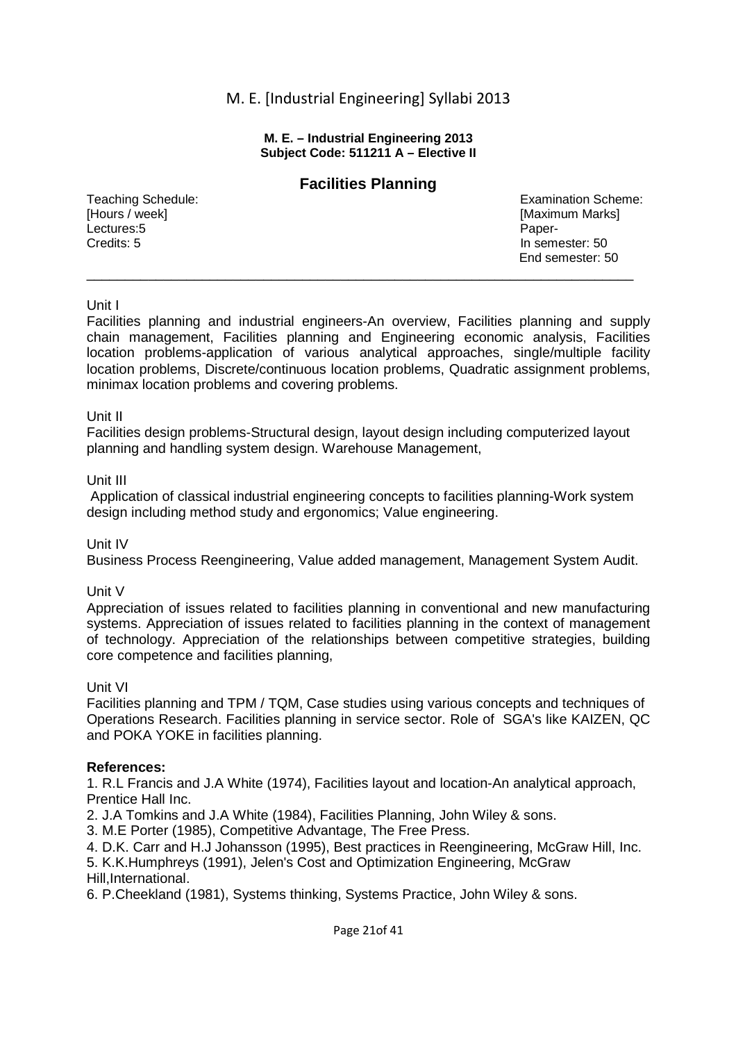**M. E. – Industrial Engineering 2013**
**Subject Code: 511211 A – Elective II**

## Facilities Planning

| Teaching Schedule: [Hours / week] | Examination Scheme: [Maximum Marks] |
| --- | --- |
| Lectures:5 | Paper- |
| Credits: 5 | In semester: 50 |
| | End semester: 50 |

---

Unit I

Facilities planning and industrial engineers-An overview, Facilities planning and supply chain management, Facilities planning and Engineering economic analysis, Facilities location problems-application of various analytical approaches, single/multiple facility location problems, Discrete/continuous location problems, Quadratic assignment problems, minimax location problems and covering problems.

Unit II

Facilities design problems-Structural design, layout design including computerized layout planning and handling system design. Warehouse Management,

Unit III

Application of classical industrial engineering concepts to facilities planning-Work system design including method study and ergonomics; Value engineering.

Unit IV

Business Process Reengineering, Value added management, Management System Audit.

Unit V

Appreciation of issues related to facilities planning in conventional and new manufacturing systems. Appreciation of issues related to facilities planning in the context of management of technology. Appreciation of the relationships between competitive strategies, building core competence and facilities planning,

Unit VI

Facilities planning and TPM / TQM, Case studies using various concepts and techniques of Operations Research. Facilities planning in service sector. Role of SGA's like KAIZEN, QC and POKA YOKE in facilities planning.

**References:**

1. R.L Francis and J.A White (1974), Facilities layout and location-An analytical approach, Prentice Hall Inc.
2. J.A Tomkins and J.A White (1984), Facilities Planning, John Wiley & sons.
3. M.E Porter (1985), Competitive Advantage, The Free Press.
4. D.K. Carr and H.J Johansson (1995), Best practices in Reengineering, McGraw Hill, Inc.
5. K.K.Humphreys (1991), Jelen's Cost and Optimization Engineering, McGraw Hill,International.
6. P.Cheekland (1981), Systems thinking, Systems Practice, John Wiley & sons.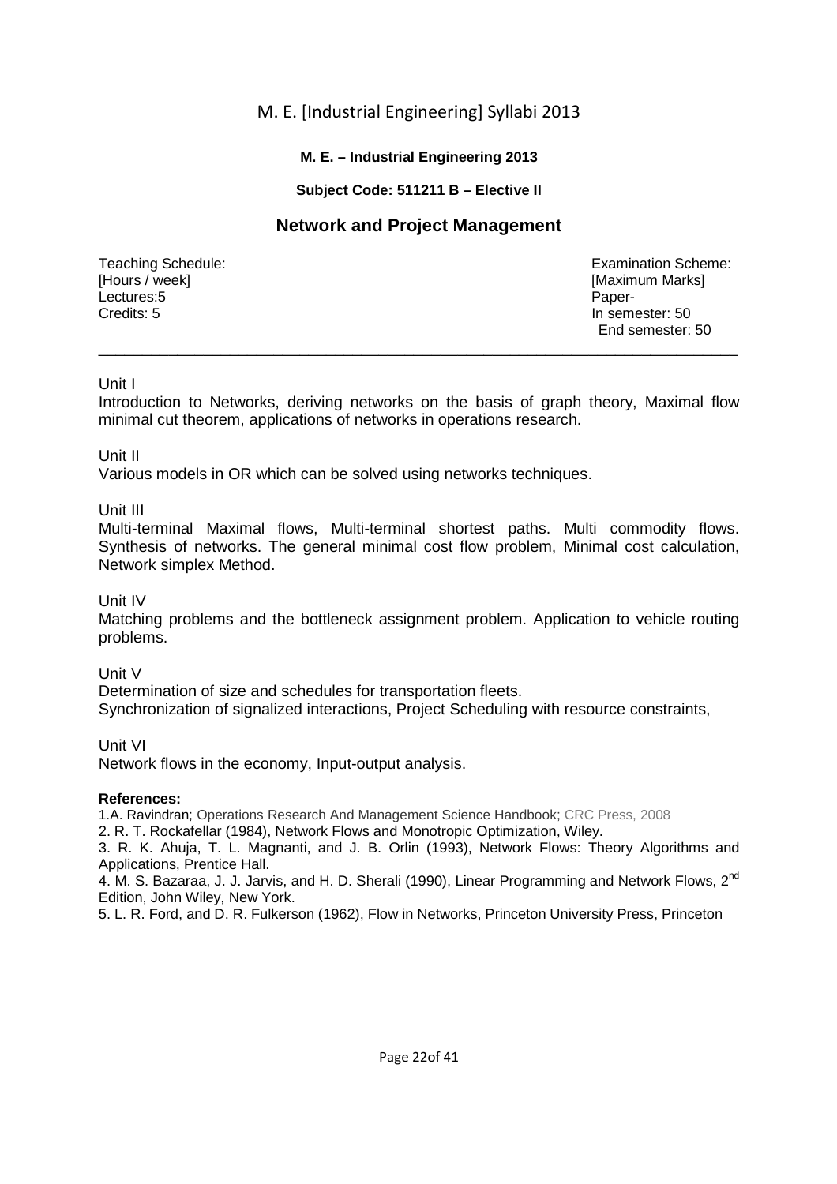**M. E. – Industrial Engineering 2013**

**Subject Code: 511211 B – Elective II**

## Network and Project Management

| Teaching Schedule: | Examination Scheme: |
|---|---|
| [Hours / week] | [Maximum Marks] |
| Lectures:5 | Paper- |
| Credits: 5 | In semester: 50 |
| | End semester: 50 |

---

Unit I

Introduction to Networks, deriving networks on the basis of graph theory, Maximal flow minimal cut theorem, applications of networks in operations research.

Unit II

Various models in OR which can be solved using networks techniques.

Unit III

Multi-terminal Maximal flows, Multi-terminal shortest paths. Multi commodity flows. Synthesis of networks. The general minimal cost flow problem, Minimal cost calculation, Network simplex Method.

Unit IV

Matching problems and the bottleneck assignment problem. Application to vehicle routing problems.

Unit V

Determination of size and schedules for transportation fleets.
Synchronization of signalized interactions, Project Scheduling with resource constraints,

Unit VI

Network flows in the economy, Input-output analysis.

**References:**

1. A. Ravindran; Operations Research And Management Science Handbook; CRC Press, 2008
2. R. T. Rockafellar (1984), Network Flows and Monotropic Optimization, Wiley.
3. R. K. Ahuja, T. L. Magnanti, and J. B. Orlin (1993), Network Flows: Theory Algorithms and Applications, Prentice Hall.
4. M. S. Bazaraa, J. J. Jarvis, and H. D. Sherali (1990), Linear Programming and Network Flows, 2nd Edition, John Wiley, New York.
5. L. R. Ford, and D. R. Fulkerson (1962), Flow in Networks, Princeton University Press, Princeton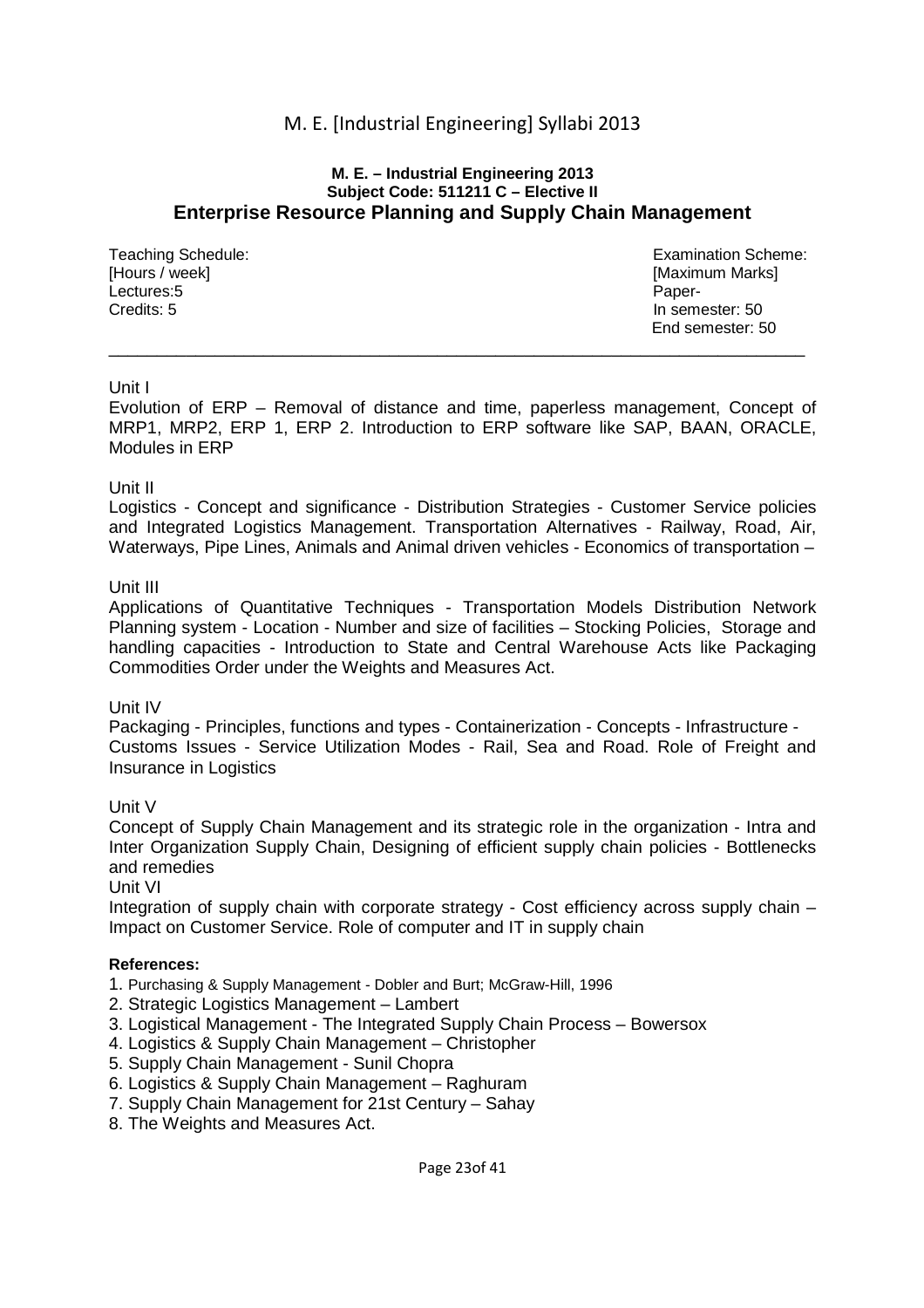**M. E. – Industrial Engineering 2013**
**Subject Code: 511211 C – Elective II**

## Enterprise Resource Planning and Supply Chain Management

| Teaching Schedule: [Hours / week] | Examination Scheme: [Maximum Marks] |
|---|---|
| Lectures:5 | Paper- |
| Credits: 5 | In semester: 50 |
| | End semester: 50 |

---

Unit I

Evolution of ERP – Removal of distance and time, paperless management, Concept of MRP1, MRP2, ERP 1, ERP 2. Introduction to ERP software like SAP, BAAN, ORACLE, Modules in ERP

Unit II

Logistics - Concept and significance - Distribution Strategies - Customer Service policies and Integrated Logistics Management. Transportation Alternatives - Railway, Road, Air, Waterways, Pipe Lines, Animals and Animal driven vehicles - Economics of transportation –

Unit III

Applications of Quantitative Techniques - Transportation Models Distribution Network Planning system - Location - Number and size of facilities – Stocking Policies, Storage and handling capacities - Introduction to State and Central Warehouse Acts like Packaging Commodities Order under the Weights and Measures Act.

Unit IV

Packaging - Principles, functions and types - Containerization - Concepts - Infrastructure - Customs Issues - Service Utilization Modes - Rail, Sea and Road. Role of Freight and Insurance in Logistics

Unit V

Concept of Supply Chain Management and its strategic role in the organization - Intra and Inter Organization Supply Chain, Designing of efficient supply chain policies - Bottlenecks and remedies

Unit VI

Integration of supply chain with corporate strategy - Cost efficiency across supply chain – Impact on Customer Service. Role of computer and IT in supply chain

**References:**

1. Purchasing & Supply Management - Dobler and Burt; McGraw-Hill, 1996
2. Strategic Logistics Management – Lambert
3. Logistical Management - The Integrated Supply Chain Process – Bowersox
4. Logistics & Supply Chain Management – Christopher
5. Supply Chain Management - Sunil Chopra
6. Logistics & Supply Chain Management – Raghuram
7. Supply Chain Management for 21st Century – Sahay
8. The Weights and Measures Act.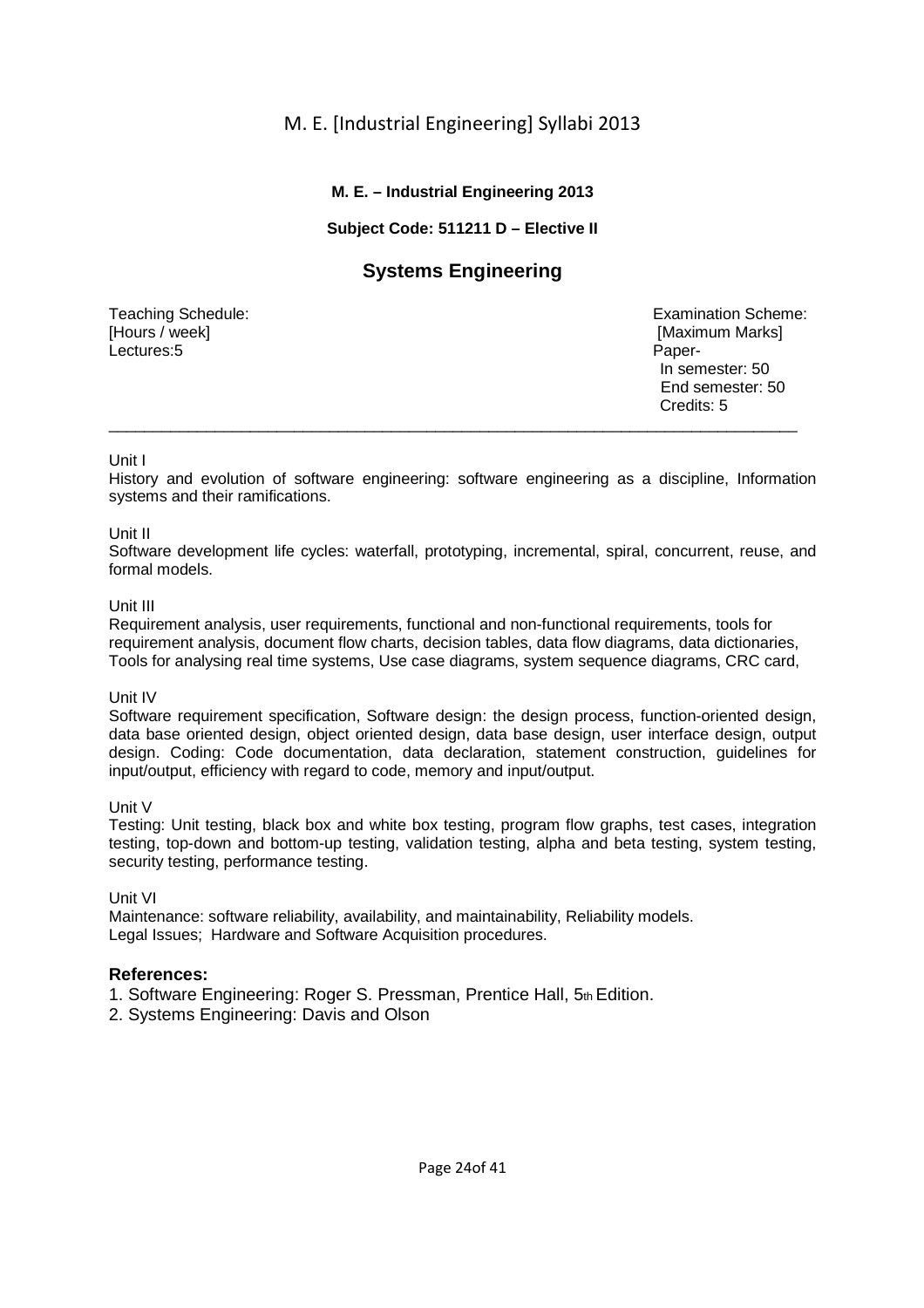**M. E. – Industrial Engineering 2013**

**Subject Code: 511211 D – Elective II**

## Systems Engineering

| Teaching Schedule: [Hours / week] | Examination Scheme: [Maximum Marks] |
|---|---|
| Lectures:5 | Paper- In semester: 50, End semester: 50, Credits: 5 |

---

Unit I

History and evolution of software engineering: software engineering as a discipline, Information systems and their ramifications.

Unit II

Software development life cycles: waterfall, prototyping, incremental, spiral, concurrent, reuse, and formal models.

Unit III

Requirement analysis, user requirements, functional and non-functional requirements, tools for requirement analysis, document flow charts, decision tables, data flow diagrams, data dictionaries, Tools for analysing real time systems, Use case diagrams, system sequence diagrams, CRC card,

Unit IV

Software requirement specification, Software design: the design process, function-oriented design, data base oriented design, object oriented design, data base design, user interface design, output design. Coding: Code documentation, data declaration, statement construction, guidelines for input/output, efficiency with regard to code, memory and input/output.

Unit V

Testing: Unit testing, black box and white box testing, program flow graphs, test cases, integration testing, top-down and bottom-up testing, validation testing, alpha and beta testing, system testing, security testing, performance testing.

Unit VI

Maintenance: software reliability, availability, and maintainability, Reliability models.
Legal Issues; Hardware and Software Acquisition procedures.

### References:

1. Software Engineering: Roger S. Pressman, Prentice Hall, 5th Edition.
2. Systems Engineering: Davis and Olson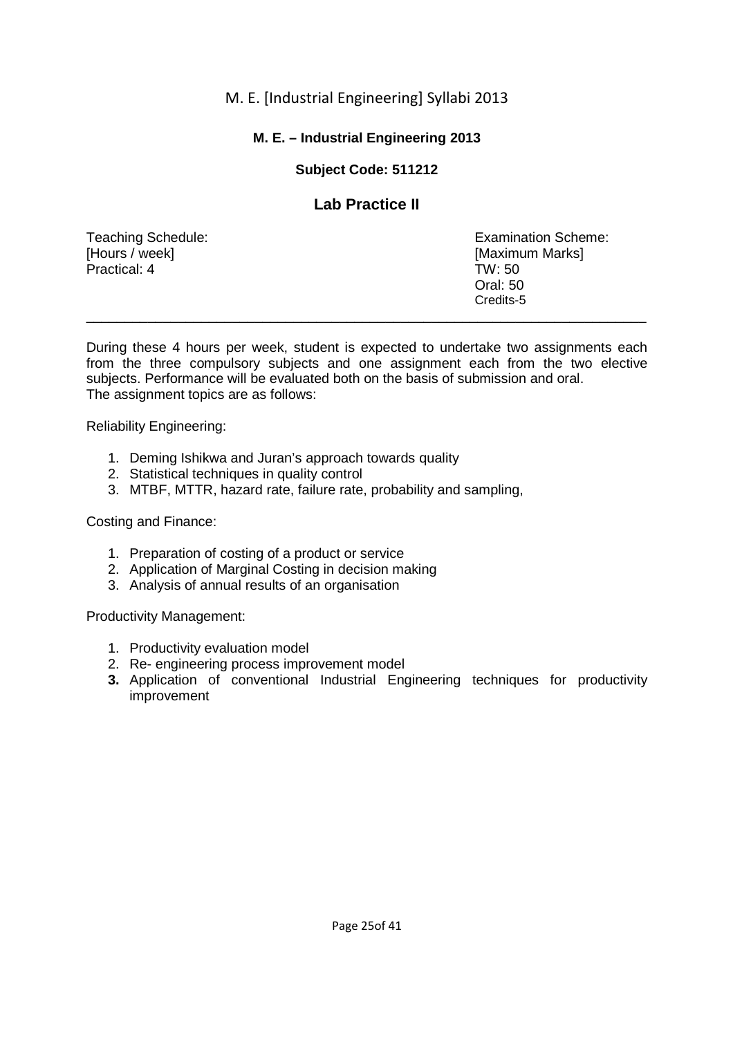**M. E. – Industrial Engineering 2013**

**Subject Code: 511212**

## Lab Practice II

| Teaching Schedule: [Hours / week] | Examination Scheme: [Maximum Marks] |
|---|---|
| Practical: 4 | TW: 50 |
| | Oral: 50 |
| | Credits-5 |

---

During these 4 hours per week, student is expected to undertake two assignments each from the three compulsory subjects and one assignment each from the two elective subjects. Performance will be evaluated both on the basis of submission and oral.
The assignment topics are as follows:

Reliability Engineering:

1. Deming Ishikwa and Juran's approach towards quality
2. Statistical techniques in quality control
3. MTBF, MTTR, hazard rate, failure rate, probability and sampling,

Costing and Finance:

1. Preparation of costing of a product or service
2. Application of Marginal Costing in decision making
3. Analysis of annual results of an organisation

Productivity Management:

1. Productivity evaluation model
2. Re- engineering process improvement model
3. Application of conventional Industrial Engineering techniques for productivity improvement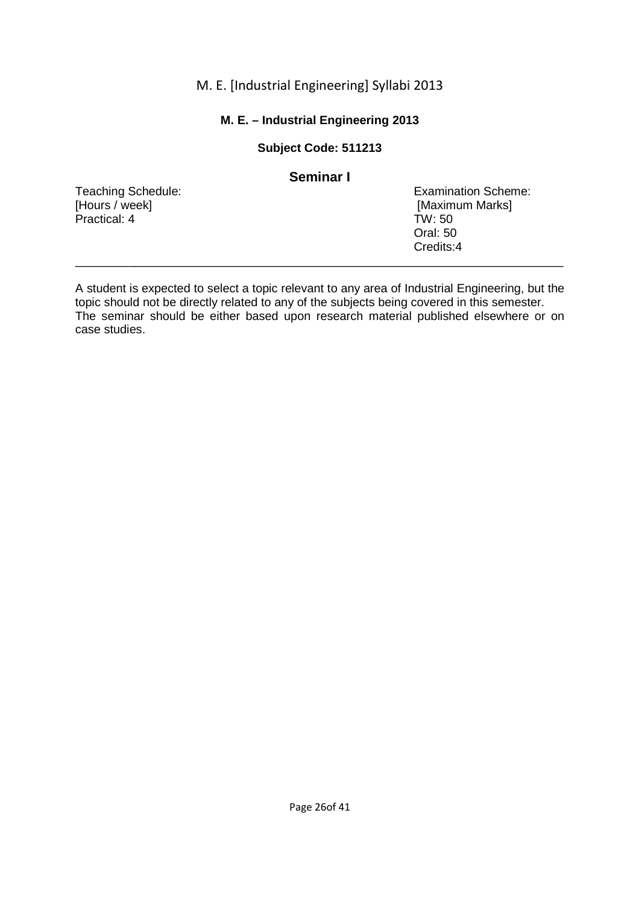**M. E. – Industrial Engineering 2013**

**Subject Code: 511213**

## Seminar I

| Teaching Schedule: [Hours / week] | Examination Scheme: [Maximum Marks] |
|---|---|
| Practical: 4 | TW: 50 |
| | Oral: 50 |
| | Credits:4 |

---

A student is expected to select a topic relevant to any area of Industrial Engineering, but the topic should not be directly related to any of the subjects being covered in this semester. The seminar should be either based upon research material published elsewhere or on case studies.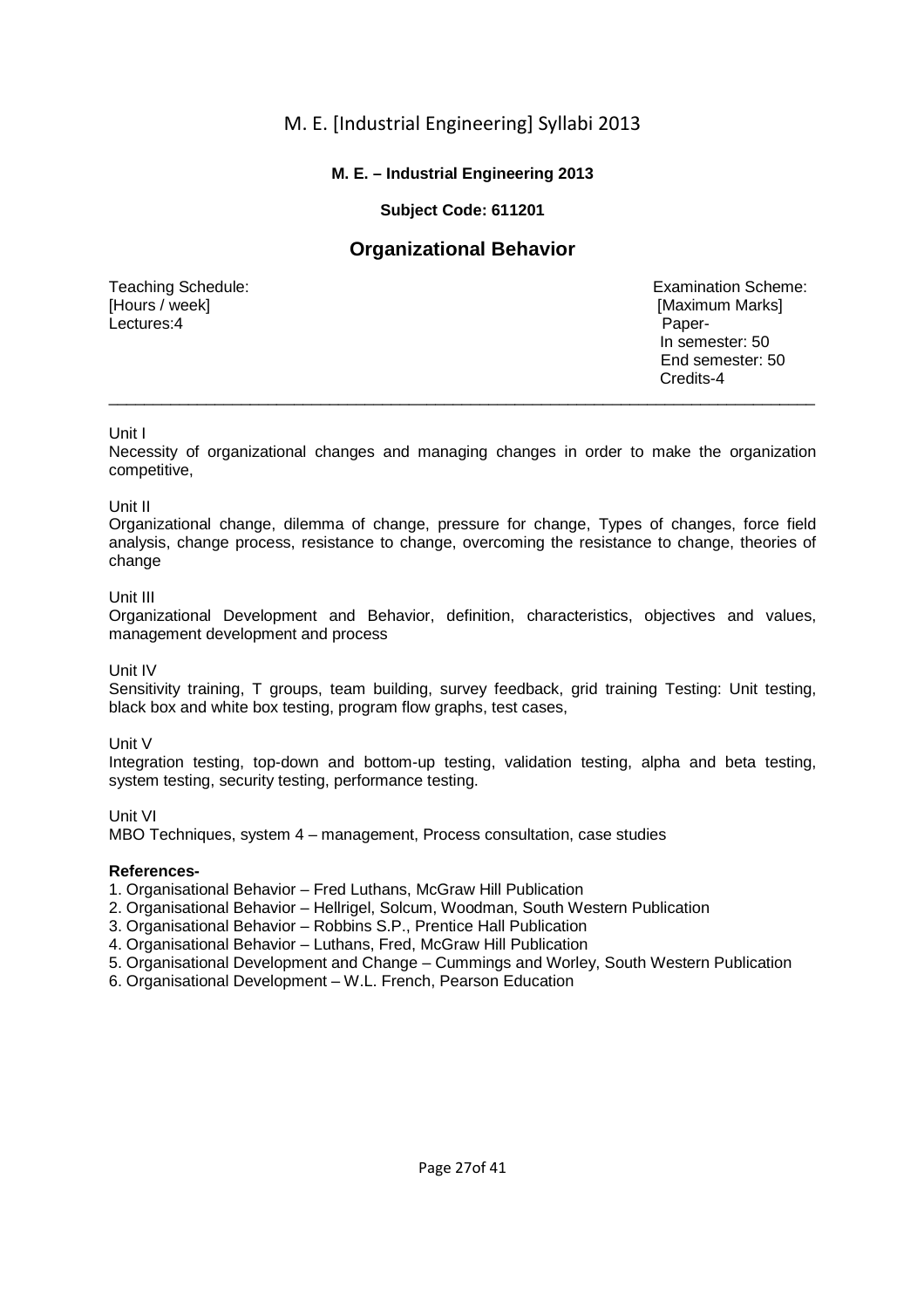**M. E. – Industrial Engineering 2013**

**Subject Code: 611201**

## Organizational Behavior

| Teaching Schedule: [Hours / week] | Examination Scheme: [Maximum Marks] |
|---|---|
| Lectures:4 | Paper- |
| | In semester: 50 |
| | End semester: 50 |
| | Credits-4 |

---

Unit I

Necessity of organizational changes and managing changes in order to make the organization competitive,

Unit II

Organizational change, dilemma of change, pressure for change, Types of changes, force field analysis, change process, resistance to change, overcoming the resistance to change, theories of change

Unit III

Organizational Development and Behavior, definition, characteristics, objectives and values, management development and process

Unit IV

Sensitivity training, T groups, team building, survey feedback, grid training Testing: Unit testing, black box and white box testing, program flow graphs, test cases,

Unit V

Integration testing, top-down and bottom-up testing, validation testing, alpha and beta testing, system testing, security testing, performance testing.

Unit VI

MBO Techniques, system 4 – management, Process consultation, case studies

**References-**

1. Organisational Behavior – Fred Luthans, McGraw Hill Publication
2. Organisational Behavior – Hellrigel, Solcum, Woodman, South Western Publication
3. Organisational Behavior – Robbins S.P., Prentice Hall Publication
4. Organisational Behavior – Luthans, Fred, McGraw Hill Publication
5. Organisational Development and Change – Cummings and Worley, South Western Publication
6. Organisational Development – W.L. French, Pearson Education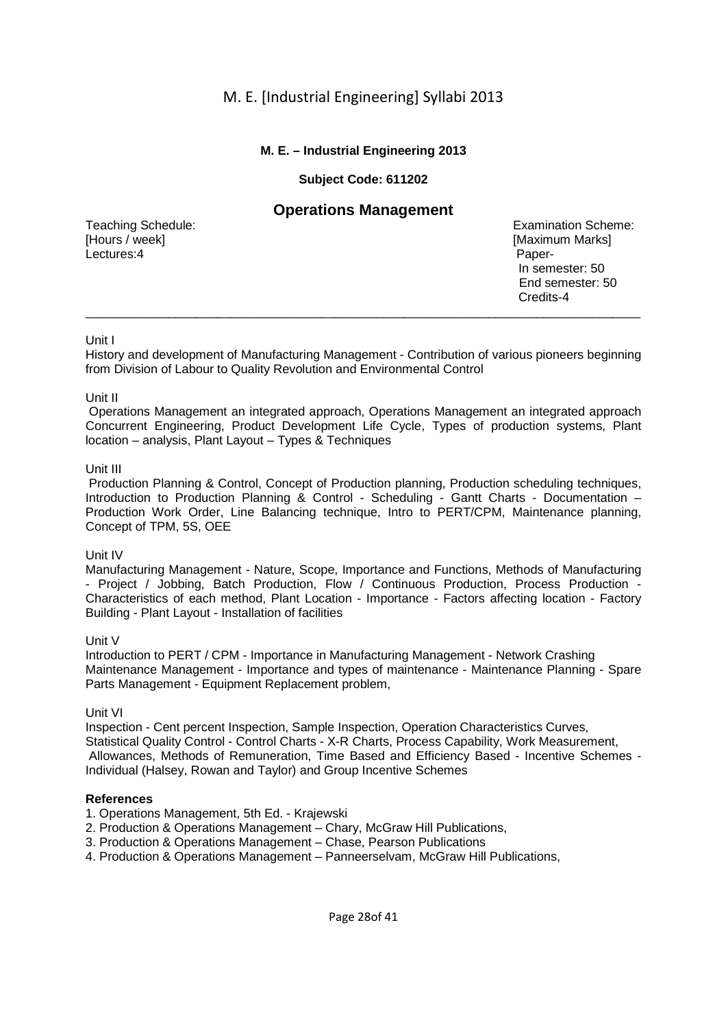## M. E. – Industrial Engineering 2013

**Subject Code: 611202**

# Operations Management

| Teaching Schedule: [Hours / week] | Examination Scheme: [Maximum Marks] |
|---|---|
| Lectures:4 | Paper- |
| | In semester: 50 |
| | End semester: 50 |
| | Credits-4 |

---

Unit I

History and development of Manufacturing Management - Contribution of various pioneers beginning from Division of Labour to Quality Revolution and Environmental Control

Unit II

Operations Management an integrated approach, Operations Management an integrated approach Concurrent Engineering, Product Development Life Cycle, Types of production systems, Plant location – analysis, Plant Layout – Types & Techniques

Unit III

Production Planning & Control, Concept of Production planning, Production scheduling techniques, Introduction to Production Planning & Control - Scheduling - Gantt Charts - Documentation – Production Work Order, Line Balancing technique, Intro to PERT/CPM, Maintenance planning, Concept of TPM, 5S, OEE

Unit IV

Manufacturing Management - Nature, Scope, Importance and Functions, Methods of Manufacturing - Project / Jobbing, Batch Production, Flow / Continuous Production, Process Production - Characteristics of each method, Plant Location - Importance - Factors affecting location - Factory Building - Plant Layout - Installation of facilities

Unit V

Introduction to PERT / CPM - Importance in Manufacturing Management - Network Crashing Maintenance Management - Importance and types of maintenance - Maintenance Planning - Spare Parts Management - Equipment Replacement problem,

Unit VI

Inspection - Cent percent Inspection, Sample Inspection, Operation Characteristics Curves, Statistical Quality Control - Control Charts - X-R Charts, Process Capability, Work Measurement, Allowances, Methods of Remuneration, Time Based and Efficiency Based - Incentive Schemes - Individual (Halsey, Rowan and Taylor) and Group Incentive Schemes

**References**

1. Operations Management, 5th Ed. - Krajewski
2. Production & Operations Management – Chary, McGraw Hill Publications,
3. Production & Operations Management – Chase, Pearson Publications
4. Production & Operations Management – Panneerselvam, McGraw Hill Publications,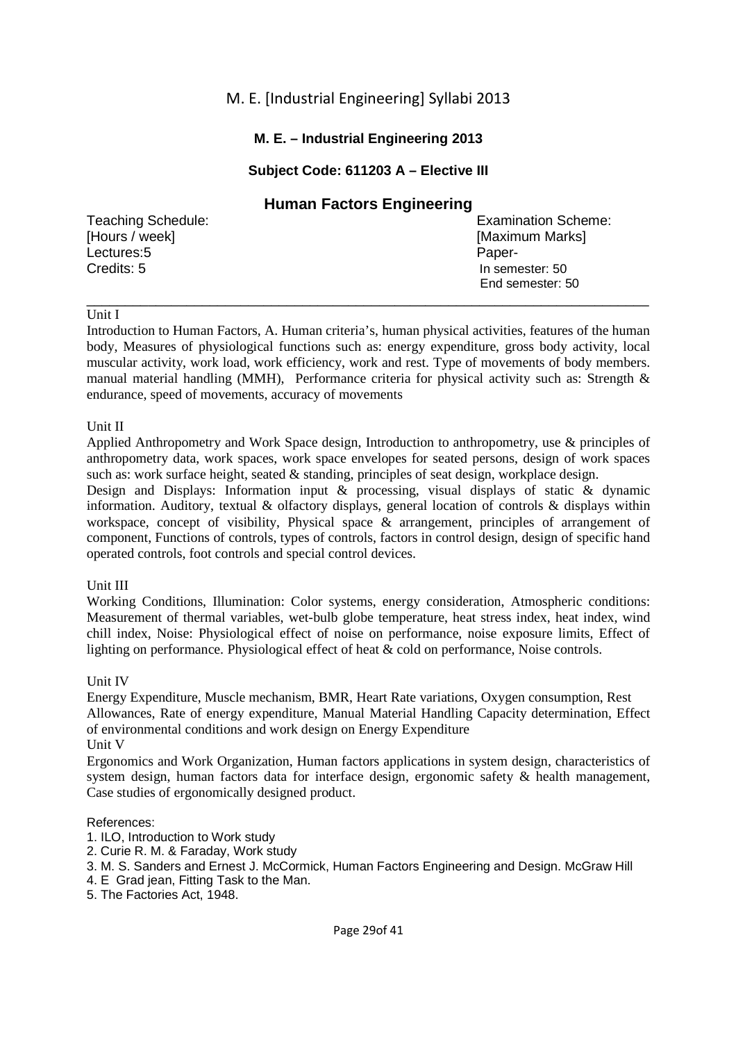**M. E. – Industrial Engineering 2013**

**Subject Code: 611203 A – Elective III**

## Human Factors Engineering

| Teaching Schedule: [Hours / week] | Examination Scheme: [Maximum Marks] |
|---|---|
| Lectures:5 | Paper- |
| Credits: 5 | In semester: 50 |
| | End semester: 50 |

---

Unit I

Introduction to Human Factors, A. Human criteria's, human physical activities, features of the human body, Measures of physiological functions such as: energy expenditure, gross body activity, local muscular activity, work load, work efficiency, work and rest. Type of movements of body members. manual material handling (MMH), Performance criteria for physical activity such as: Strength & endurance, speed of movements, accuracy of movements

Unit II

Applied Anthropometry and Work Space design, Introduction to anthropometry, use & principles of anthropometry data, work spaces, work space envelopes for seated persons, design of work spaces such as: work surface height, seated & standing, principles of seat design, workplace design.

Design and Displays: Information input & processing, visual displays of static & dynamic information. Auditory, textual & olfactory displays, general location of controls & displays within workspace, concept of visibility, Physical space & arrangement, principles of arrangement of component, Functions of controls, types of controls, factors in control design, design of specific hand operated controls, foot controls and special control devices.

Unit III

Working Conditions, Illumination: Color systems, energy consideration, Atmospheric conditions: Measurement of thermal variables, wet-bulb globe temperature, heat stress index, heat index, wind chill index, Noise: Physiological effect of noise on performance, noise exposure limits, Effect of lighting on performance. Physiological effect of heat & cold on performance, Noise controls.

Unit IV

Energy Expenditure, Muscle mechanism, BMR, Heart Rate variations, Oxygen consumption, Rest Allowances, Rate of energy expenditure, Manual Material Handling Capacity determination, Effect of environmental conditions and work design on Energy Expenditure

Unit V

Ergonomics and Work Organization, Human factors applications in system design, characteristics of system design, human factors data for interface design, ergonomic safety & health management, Case studies of ergonomically designed product.

References:

1. ILO, Introduction to Work study
2. Curie R. M. & Faraday, Work study
3. M. S. Sanders and Ernest J. McCormick, Human Factors Engineering and Design. McGraw Hill
4. E Grad jean, Fitting Task to the Man.
5. The Factories Act, 1948.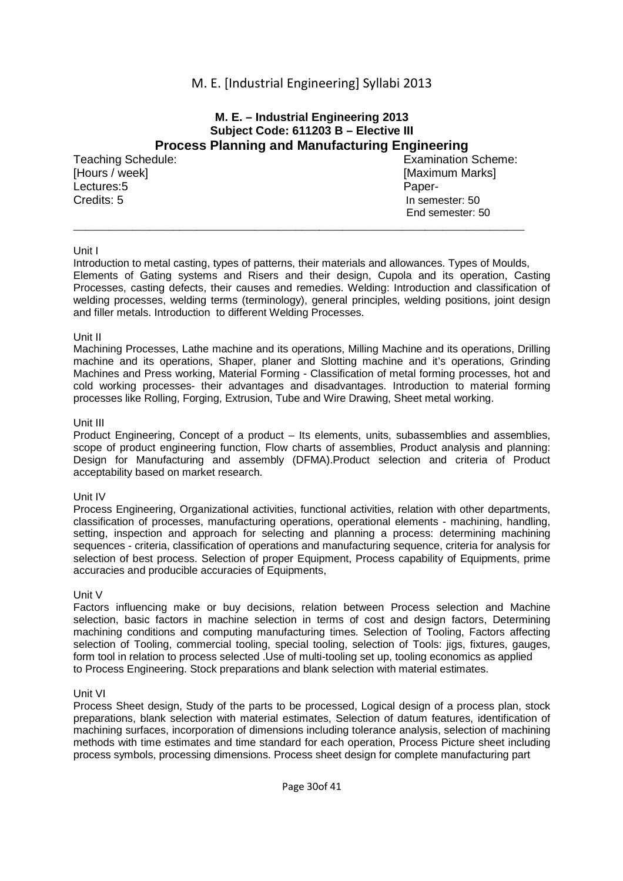## M. E. – Industrial Engineering 2013
### Subject Code: 611203 B – Elective III
# Process Planning and Manufacturing Engineering

| Teaching Schedule: | Examination Scheme: |
|---|---|
| [Hours / week] | [Maximum Marks] |
| Lectures:5 | Paper- |
| Credits: 5 | In semester: 50 |
| | End semester: 50 |

---

Unit I

Introduction to metal casting, types of patterns, their materials and allowances. Types of Moulds, Elements of Gating systems and Risers and their design, Cupola and its operation, Casting Processes, casting defects, their causes and remedies. Welding: Introduction and classification of welding processes, welding terms (terminology), general principles, welding positions, joint design and filler metals. Introduction to different Welding Processes.

Unit II

Machining Processes, Lathe machine and its operations, Milling Machine and its operations, Drilling machine and its operations, Shaper, planer and Slotting machine and it's operations, Grinding Machines and Press working, Material Forming - Classification of metal forming processes, hot and cold working processes- their advantages and disadvantages. Introduction to material forming processes like Rolling, Forging, Extrusion, Tube and Wire Drawing, Sheet metal working.

Unit III

Product Engineering, Concept of a product – Its elements, units, subassemblies and assemblies, scope of product engineering function, Flow charts of assemblies, Product analysis and planning: Design for Manufacturing and assembly (DFMA).Product selection and criteria of Product acceptability based on market research.

Unit IV

Process Engineering, Organizational activities, functional activities, relation with other departments, classification of processes, manufacturing operations, operational elements - machining, handling, setting, inspection and approach for selecting and planning a process: determining machining sequences - criteria, classification of operations and manufacturing sequence, criteria for analysis for selection of best process. Selection of proper Equipment, Process capability of Equipments, prime accuracies and producible accuracies of Equipments,

Unit V

Factors influencing make or buy decisions, relation between Process selection and Machine selection, basic factors in machine selection in terms of cost and design factors, Determining machining conditions and computing manufacturing times. Selection of Tooling, Factors affecting selection of Tooling, commercial tooling, special tooling, selection of Tools: jigs, fixtures, gauges, form tool in relation to process selected .Use of multi-tooling set up, tooling economics as applied to Process Engineering. Stock preparations and blank selection with material estimates.

Unit VI

Process Sheet design, Study of the parts to be processed, Logical design of a process plan, stock preparations, blank selection with material estimates, Selection of datum features, identification of machining surfaces, incorporation of dimensions including tolerance analysis, selection of machining methods with time estimates and time standard for each operation, Process Picture sheet including process symbols, processing dimensions. Process sheet design for complete manufacturing part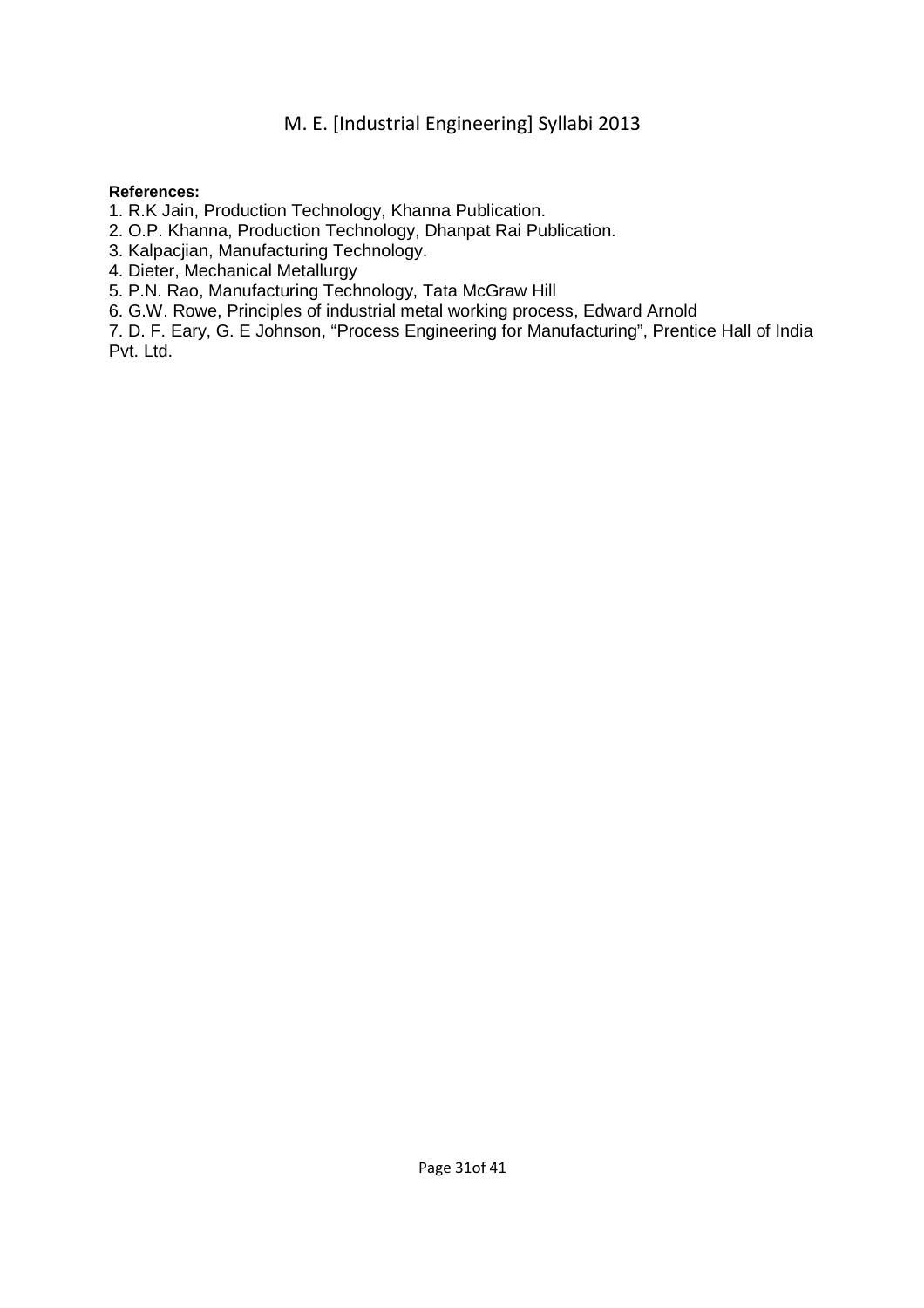**References:**

1. R.K Jain, Production Technology, Khanna Publication.
2. O.P. Khanna, Production Technology, Dhanpat Rai Publication.
3. Kalpacjian, Manufacturing Technology.
4. Dieter, Mechanical Metallurgy
5. P.N. Rao, Manufacturing Technology, Tata McGraw Hill
6. G.W. Rowe, Principles of industrial metal working process, Edward Arnold
7. D. F. Eary, G. E Johnson, “Process Engineering for Manufacturing”, Prentice Hall of India Pvt. Ltd.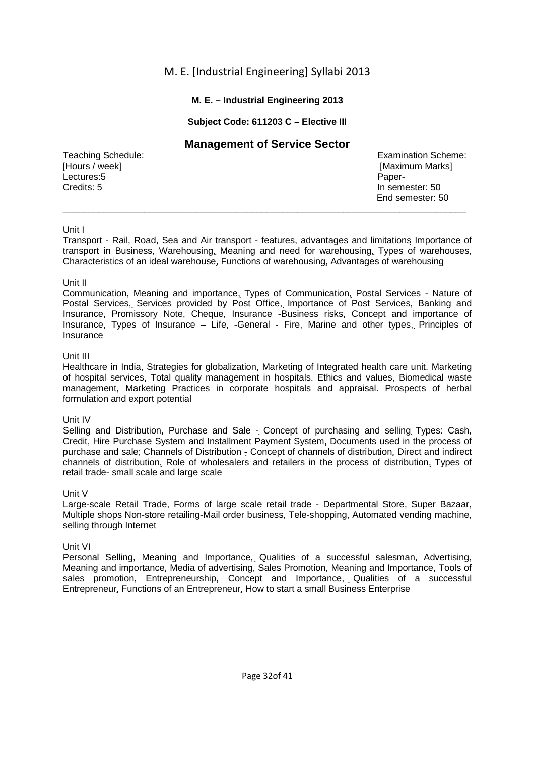**M. E. – Industrial Engineering 2013**

**Subject Code: 611203 C – Elective III**

## Management of Service Sector

Teaching Schedule:
[Hours / week]
Lectures:5
Credits: 5

Examination Scheme:
[Maximum Marks]
Paper-
In semester: 50
End semester: 50

---

Unit I

Transport - Rail, Road, Sea and Air transport - features, advantages and limitations Importance of transport in Business, Warehousing, Meaning and need for warehousing, Types of warehouses, Characteristics of an ideal warehouse, Functions of warehousing, Advantages of warehousing

Unit II

Communication, Meaning and importance, Types of Communication, Postal Services - Nature of Postal Services, Services provided by Post Office, Importance of Post Services, Banking and Insurance, Promissory Note, Cheque, Insurance -Business risks, Concept and importance of Insurance, Types of Insurance – Life, -General - Fire, Marine and other types, Principles of Insurance

Unit III

Healthcare in India, Strategies for globalization, Marketing of Integrated health care unit. Marketing of hospital services, Total quality management in hospitals. Ethics and values, Biomedical waste management, Marketing Practices in corporate hospitals and appraisal. Prospects of herbal formulation and export potential

Unit IV

Selling and Distribution, Purchase and Sale - Concept of purchasing and selling Types: Cash, Credit, Hire Purchase System and Installment Payment System, Documents used in the process of purchase and sale; Channels of Distribution - Concept of channels of distribution, Direct and indirect channels of distribution, Role of wholesalers and retailers in the process of distribution, Types of retail trade- small scale and large scale

Unit V

Large-scale Retail Trade, Forms of large scale retail trade - Departmental Store, Super Bazaar, Multiple shops Non-store retailing-Mail order business, Tele-shopping, Automated vending machine, selling through Internet

Unit VI

Personal Selling, Meaning and Importance, Qualities of a successful salesman, Advertising, Meaning and importance, Media of advertising, Sales Promotion, Meaning and Importance, Tools of sales promotion, Entrepreneurship, Concept and Importance, Qualities of a successful Entrepreneur, Functions of an Entrepreneur, How to start a small Business Enterprise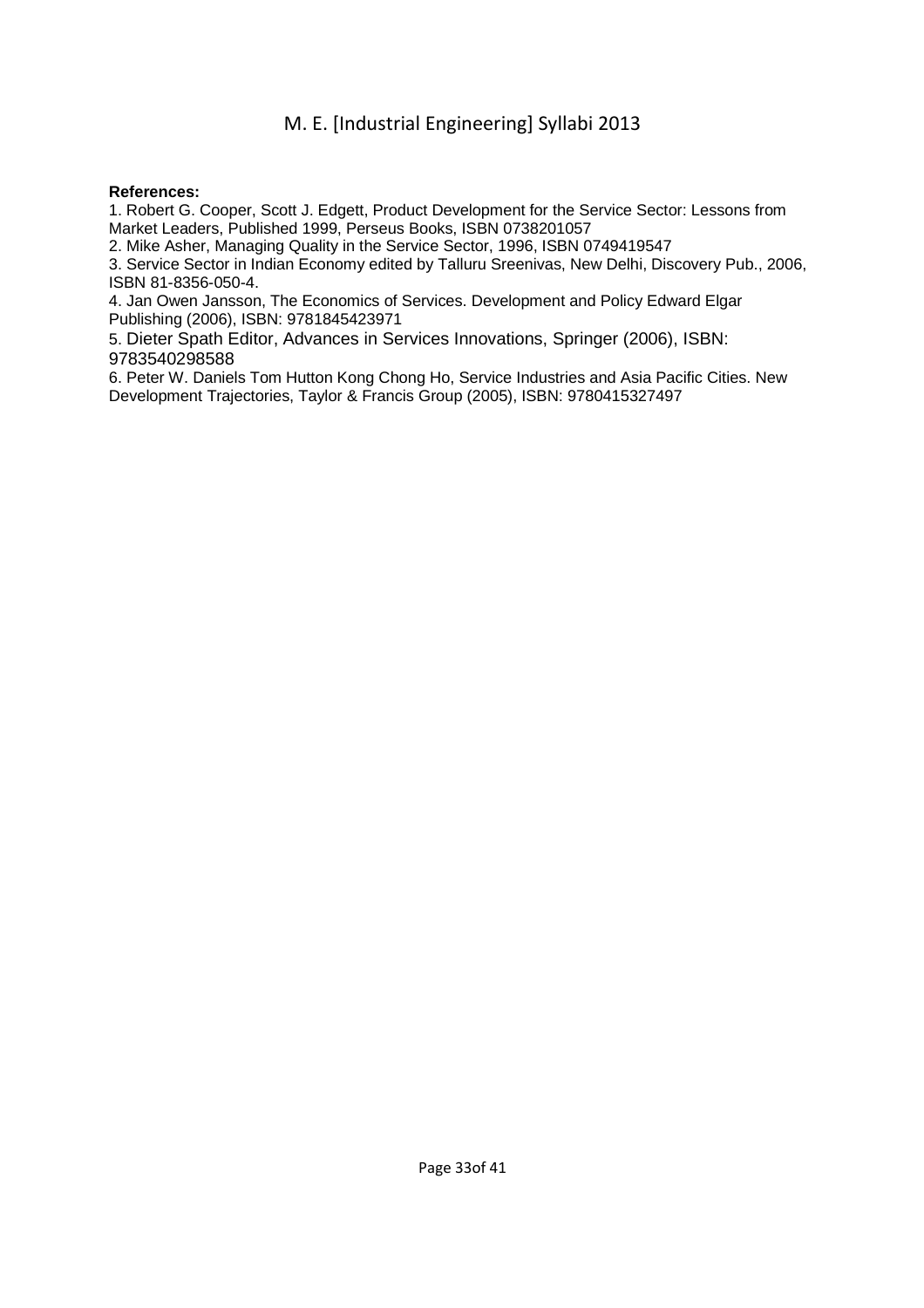**References:**

1. Robert G. Cooper, Scott J. Edgett, Product Development for the Service Sector: Lessons from Market Leaders, Published 1999, Perseus Books, ISBN 0738201057
2. Mike Asher, Managing Quality in the Service Sector, 1996, ISBN 0749419547
3. Service Sector in Indian Economy edited by Talluru Sreenivas, New Delhi, Discovery Pub., 2006, ISBN 81-8356-050-4.
4. Jan Owen Jansson, The Economics of Services. Development and Policy Edward Elgar Publishing (2006), ISBN: 9781845423971
5. Dieter Spath Editor, Advances in Services Innovations, Springer (2006), ISBN: 9783540298588
6. Peter W. Daniels Tom Hutton Kong Chong Ho, Service Industries and Asia Pacific Cities. New Development Trajectories, Taylor & Francis Group (2005), ISBN: 9780415327497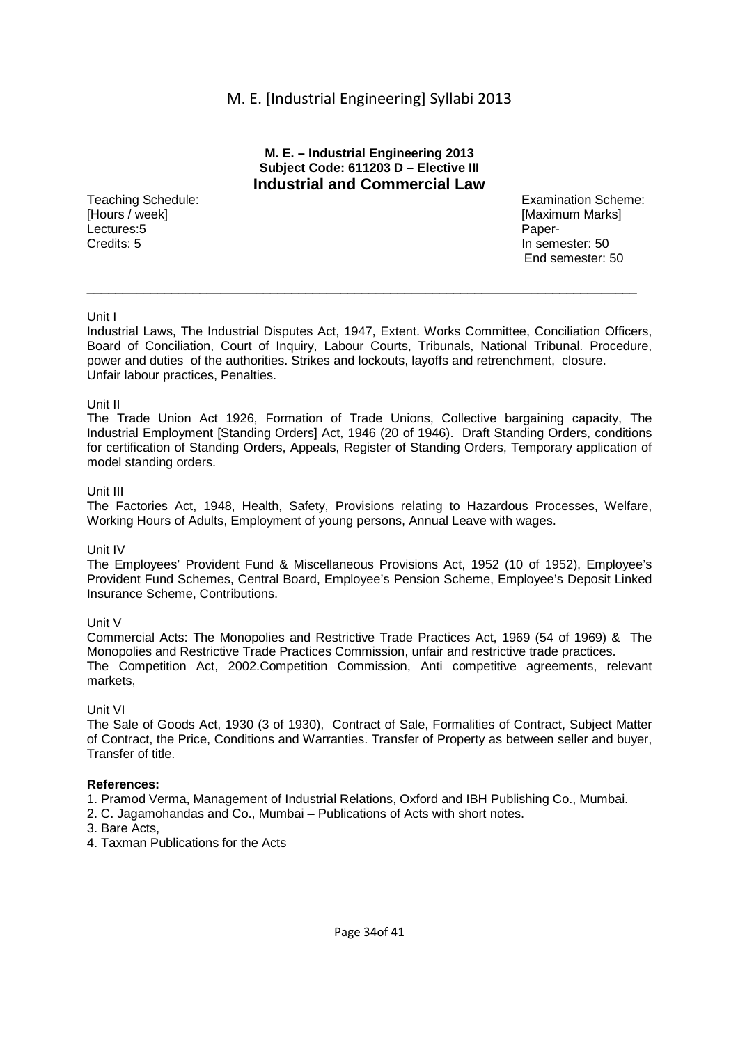**M. E. – Industrial Engineering 2013**
**Subject Code: 611203 D – Elective III**

## Industrial and Commercial Law

| Teaching Schedule: | Examination Scheme: |
|---|---|
| [Hours / week] | [Maximum Marks] |
| Lectures:5 | Paper- |
| Credits: 5 | In semester: 50 |
| | End semester: 50 |

---

Unit I

Industrial Laws, The Industrial Disputes Act, 1947, Extent. Works Committee, Conciliation Officers, Board of Conciliation, Court of Inquiry, Labour Courts, Tribunals, National Tribunal. Procedure, power and duties of the authorities. Strikes and lockouts, layoffs and retrenchment, closure. Unfair labour practices, Penalties.

Unit II

The Trade Union Act 1926, Formation of Trade Unions, Collective bargaining capacity, The Industrial Employment [Standing Orders] Act, 1946 (20 of 1946). Draft Standing Orders, conditions for certification of Standing Orders, Appeals, Register of Standing Orders, Temporary application of model standing orders.

Unit III

The Factories Act, 1948, Health, Safety, Provisions relating to Hazardous Processes, Welfare, Working Hours of Adults, Employment of young persons, Annual Leave with wages.

Unit IV

The Employees' Provident Fund & Miscellaneous Provisions Act, 1952 (10 of 1952), Employee's Provident Fund Schemes, Central Board, Employee's Pension Scheme, Employee's Deposit Linked Insurance Scheme, Contributions.

Unit V

Commercial Acts: The Monopolies and Restrictive Trade Practices Act, 1969 (54 of 1969) & The Monopolies and Restrictive Trade Practices Commission, unfair and restrictive trade practices.
The Competition Act, 2002.Competition Commission, Anti competitive agreements, relevant markets,

Unit VI

The Sale of Goods Act, 1930 (3 of 1930), Contract of Sale, Formalities of Contract, Subject Matter of Contract, the Price, Conditions and Warranties. Transfer of Property as between seller and buyer, Transfer of title.

**References:**

1. Pramod Verma, Management of Industrial Relations, Oxford and IBH Publishing Co., Mumbai.
2. C. Jagamohandas and Co., Mumbai – Publications of Acts with short notes.
3. Bare Acts,
4. Taxman Publications for the Acts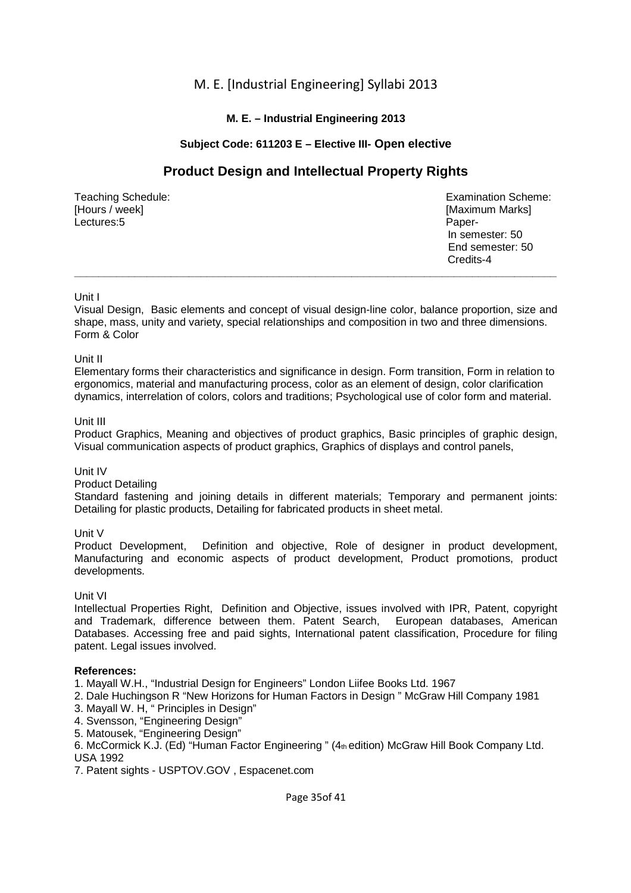# M. E. – Industrial Engineering 2013

**Subject Code: 611203 E – Elective III- Open elective**

## Product Design and Intellectual Property Rights

Teaching Schedule:
[Hours / week]
Lectures:5

Examination Scheme:
[Maximum Marks]
Paper-
In semester: 50
End semester: 50
Credits-4

---

Unit I

Visual Design, Basic elements and concept of visual design-line color, balance proportion, size and shape, mass, unity and variety, special relationships and composition in two and three dimensions. Form & Color

Unit II

Elementary forms their characteristics and significance in design. Form transition, Form in relation to ergonomics, material and manufacturing process, color as an element of design, color clarification dynamics, interrelation of colors, colors and traditions; Psychological use of color form and material.

Unit III

Product Graphics, Meaning and objectives of product graphics, Basic principles of graphic design, Visual communication aspects of product graphics, Graphics of displays and control panels,

Unit IV

Product Detailing

Standard fastening and joining details in different materials; Temporary and permanent joints: Detailing for plastic products, Detailing for fabricated products in sheet metal.

Unit V

Product Development, Definition and objective, Role of designer in product development, Manufacturing and economic aspects of product development, Product promotions, product developments.

Unit VI

Intellectual Properties Right, Definition and Objective, issues involved with IPR, Patent, copyright and Trademark, difference between them. Patent Search, European databases, American Databases. Accessing free and paid sights, International patent classification, Procedure for filing patent. Legal issues involved.

**References:**

1. Mayall W.H., "Industrial Design for Engineers" London Liifee Books Ltd. 1967
2. Dale Huchingson R "New Horizons for Human Factors in Design " McGraw Hill Company 1981
3. Mayall W. H, " Principles in Design"
4. Svensson, "Engineering Design"
5. Matousek, "Engineering Design"
6. McCormick K.J. (Ed) "Human Factor Engineering " (4th edition) McGraw Hill Book Company Ltd. USA 1992
7. Patent sights - USPTOV.GOV , Espacenet.com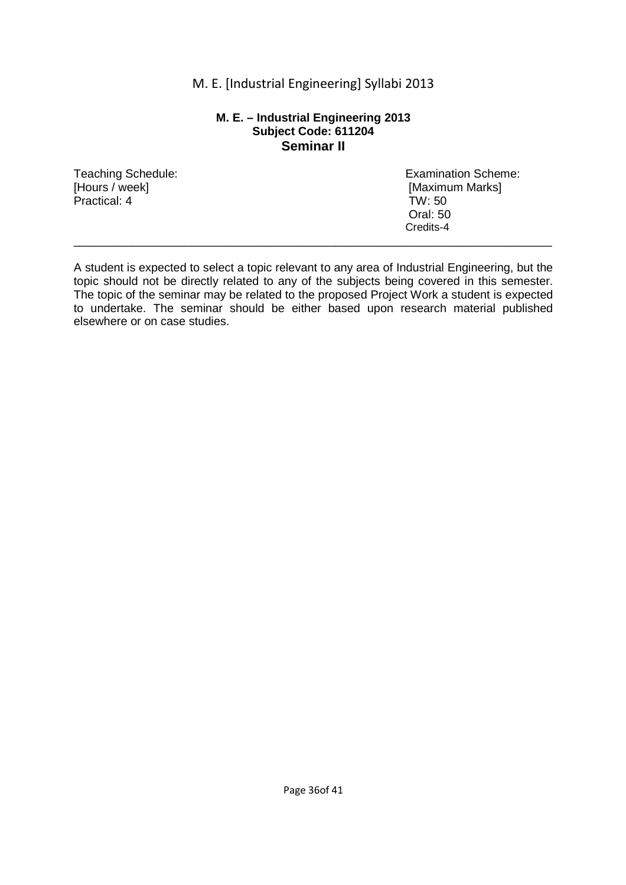**M. E. – Industrial Engineering 2013**
**Subject Code: 611204**

## Seminar II

| Teaching Schedule: | Examination Scheme: |
| --- | --- |
| [Hours / week] | [Maximum Marks] |
| Practical: 4 | TW: 50 |
| | Oral: 50 |
| | Credits-4 |

---

A student is expected to select a topic relevant to any area of Industrial Engineering, but the topic should not be directly related to any of the subjects being covered in this semester. The topic of the seminar may be related to the proposed Project Work a student is expected to undertake. The seminar should be either based upon research material published elsewhere or on case studies.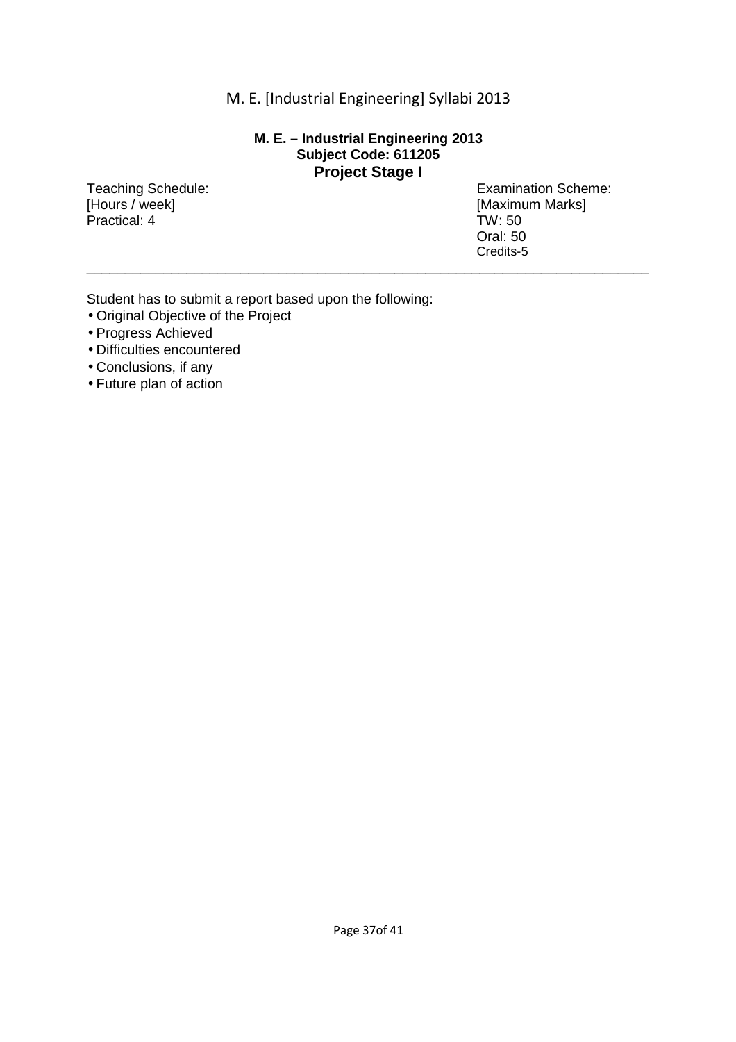**M. E. – Industrial Engineering 2013**
**Subject Code: 611205**

## Project Stage I

Teaching Schedule:
[Hours / week]
Practical: 4

Examination Scheme:
[Maximum Marks]
TW: 50
Oral: 50
Credits-5

---

Student has to submit a report based upon the following:

- Original Objective of the Project
- Progress Achieved
- Difficulties encountered
- Conclusions, if any
- Future plan of action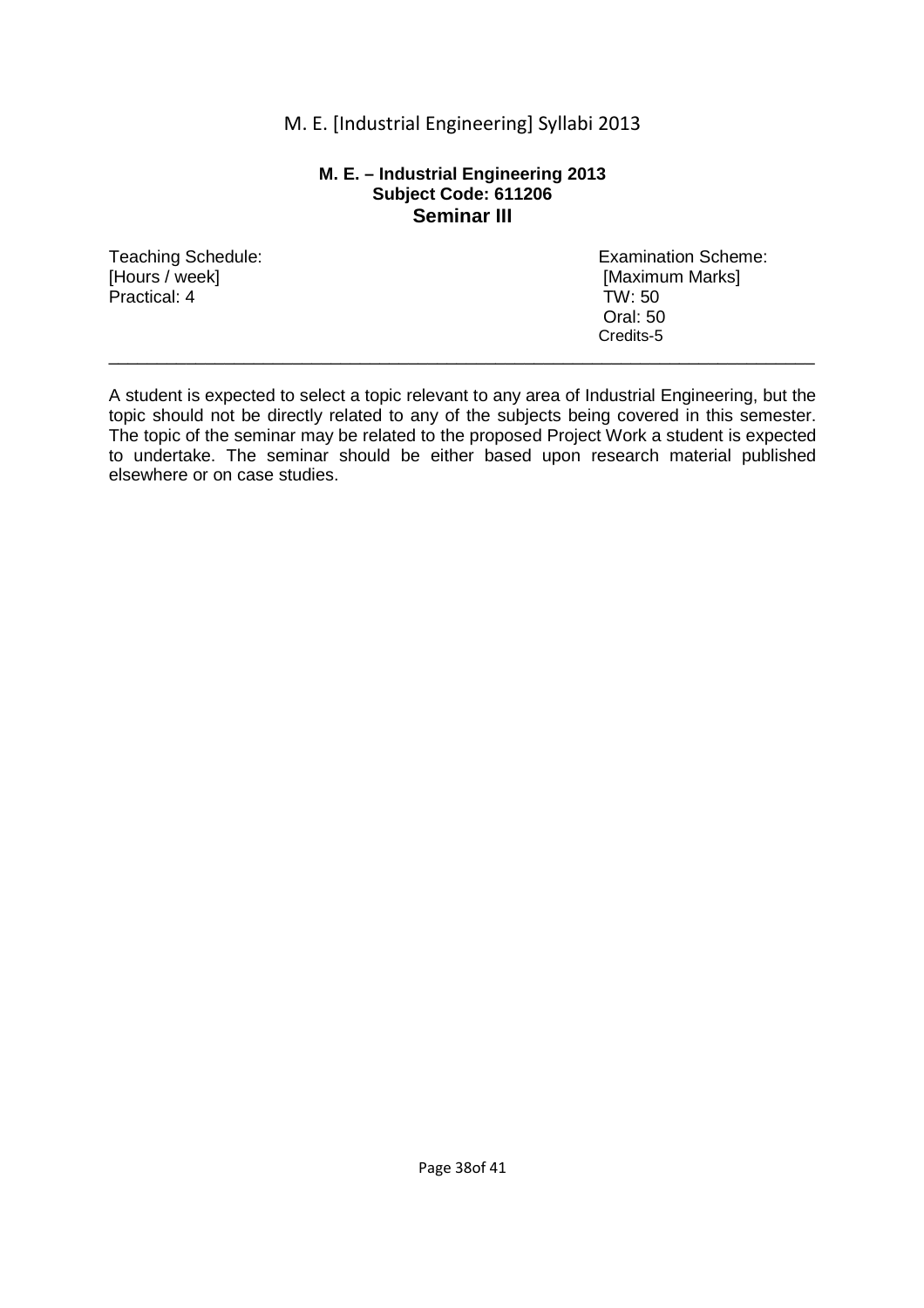**M. E. – Industrial Engineering 2013**
**Subject Code: 611206**

## Seminar III

| Teaching Schedule: | Examination Scheme: |
| --- | --- |
| [Hours / week] | [Maximum Marks] |
| Practical: 4 | TW: 50 |
| | Oral: 50 |
| | Credits-5 |

---

A student is expected to select a topic relevant to any area of Industrial Engineering, but the topic should not be directly related to any of the subjects being covered in this semester. The topic of the seminar may be related to the proposed Project Work a student is expected to undertake. The seminar should be either based upon research material published elsewhere or on case studies.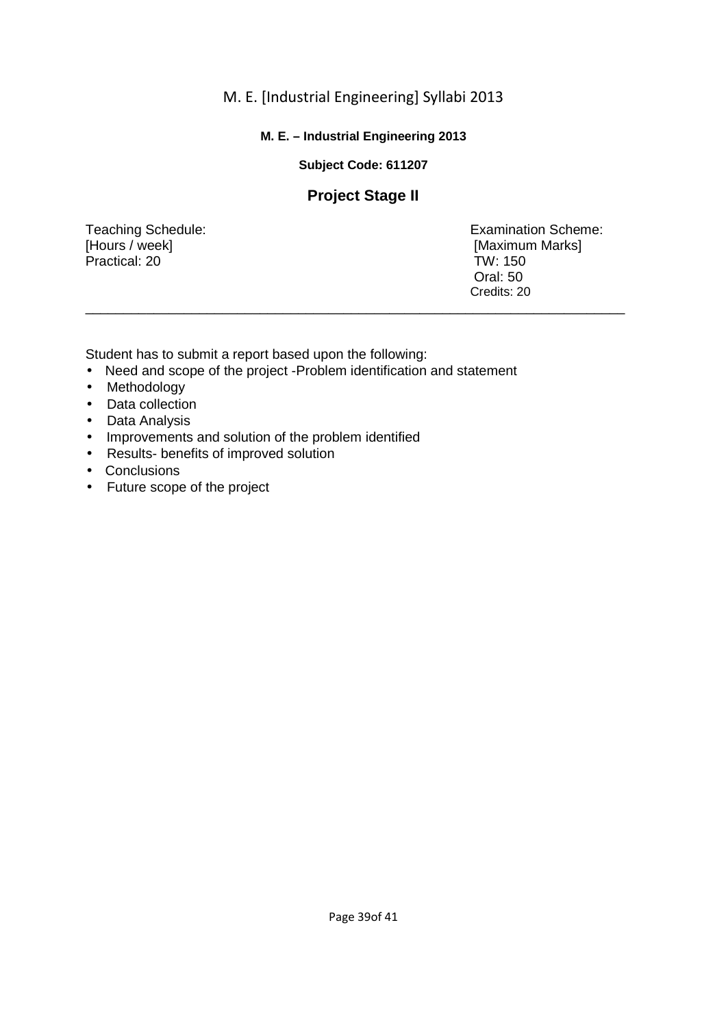**M. E. – Industrial Engineering 2013**

**Subject Code: 611207**

## Project Stage II

Teaching Schedule:
[Hours / week]
Practical: 20

Examination Scheme:
[Maximum Marks]
TW: 150
Oral: 50
Credits: 20

---

Student has to submit a report based upon the following:

- Need and scope of the project -Problem identification and statement
- Methodology
- Data collection
- Data Analysis
- Improvements and solution of the problem identified
- Results- benefits of improved solution
- Conclusions
- Future scope of the project